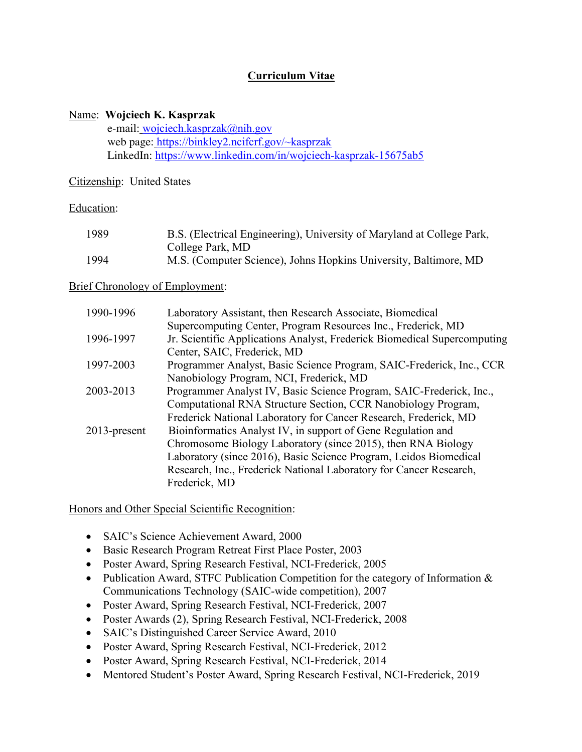# Curriculum Vitae

Name: **Wojciech K. Kasprzak**
e-mail: wojciech.kasprzak@nih.gov
web page: https://binkley2.ncifcrf.gov/~kasprzak
LinkedIn: https://www.linkedin.com/in/wojciech-kasprzak-15675ab5

Citizenship: United States

Education:

| | |
|---|---|
| 1989 | B.S. (Electrical Engineering), University of Maryland at College Park, College Park, MD |
| 1994 | M.S. (Computer Science), Johns Hopkins University, Baltimore, MD |

Brief Chronology of Employment:

| | |
|---|---|
| 1990-1996 | Laboratory Assistant, then Research Associate, Biomedical Supercomputing Center, Program Resources Inc., Frederick, MD |
| 1996-1997 | Jr. Scientific Applications Analyst, Frederick Biomedical Supercomputing Center, SAIC, Frederick, MD |
| 1997-2003 | Programmer Analyst, Basic Science Program, SAIC-Frederick, Inc., CCR Nanobiology Program, NCI, Frederick, MD |
| 2003-2013 | Programmer Analyst IV, Basic Science Program, SAIC-Frederick, Inc., Computational RNA Structure Section, CCR Nanobiology Program, Frederick National Laboratory for Cancer Research, Frederick, MD |
| 2013-present | Bioinformatics Analyst IV, in support of Gene Regulation and Chromosome Biology Laboratory (since 2015), then RNA Biology Laboratory (since 2016), Basic Science Program, Leidos Biomedical Research, Inc., Frederick National Laboratory for Cancer Research, Frederick, MD |

Honors and Other Special Scientific Recognition:

- SAIC's Science Achievement Award, 2000
- Basic Research Program Retreat First Place Poster, 2003
- Poster Award, Spring Research Festival, NCI-Frederick, 2005
- Publication Award, STFC Publication Competition for the category of Information & Communications Technology (SAIC-wide competition), 2007
- Poster Award, Spring Research Festival, NCI-Frederick, 2007
- Poster Awards (2), Spring Research Festival, NCI-Frederick, 2008
- SAIC's Distinguished Career Service Award, 2010
- Poster Award, Spring Research Festival, NCI-Frederick, 2012
- Poster Award, Spring Research Festival, NCI-Frederick, 2014
- Mentored Student's Poster Award, Spring Research Festival, NCI-Frederick, 2019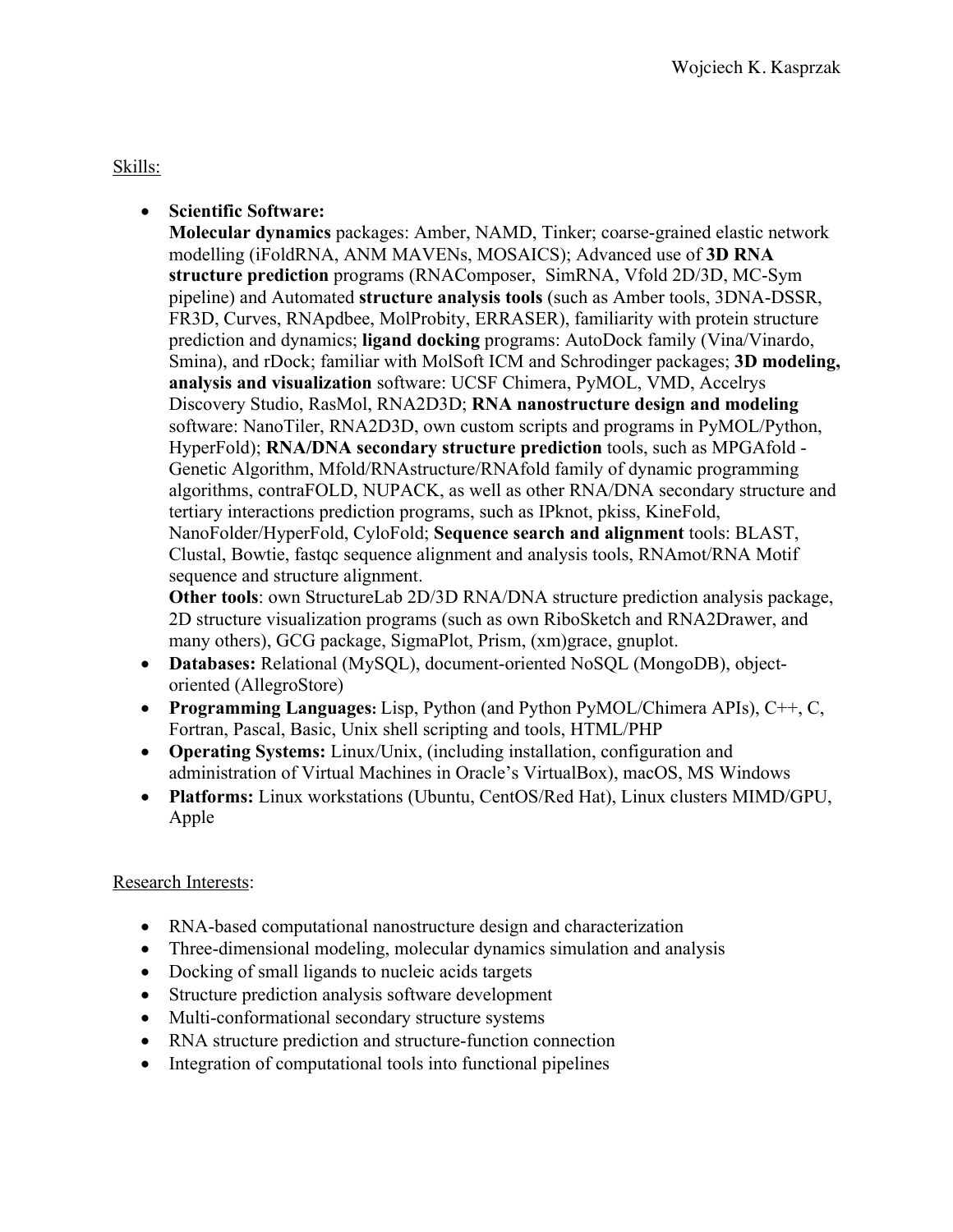Skills:

- **Scientific Software:**
  **Molecular dynamics** packages: Amber, NAMD, Tinker; coarse-grained elastic network modelling (iFoldRNA, ANM MAVENs, MOSAICS); Advanced use of **3D RNA structure prediction** programs (RNAComposer, SimRNA, Vfold 2D/3D, MC-Sym pipeline) and Automated **structure analysis tools** (such as Amber tools, 3DNA-DSSR, FR3D, Curves, RNApdbee, MolProbity, ERRASER), familiarity with protein structure prediction and dynamics; **ligand docking** programs: AutoDock family (Vina/Vinardo, Smina), and rDock; familiar with MolSoft ICM and Schrodinger packages; **3D modeling, analysis and visualization** software: UCSF Chimera, PyMOL, VMD, Accelrys Discovery Studio, RasMol, RNA2D3D; **RNA nanostructure design and modeling** software: NanoTiler, RNA2D3D, own custom scripts and programs in PyMOL/Python, HyperFold); **RNA/DNA secondary structure prediction** tools, such as MPGAfold - Genetic Algorithm, Mfold/RNAstructure/RNAfold family of dynamic programming algorithms, contraFOLD, NUPACK, as well as other RNA/DNA secondary structure and tertiary interactions prediction programs, such as IPknot, pkiss, KineFold, NanoFolder/HyperFold, CyloFold; **Sequence search and alignment** tools: BLAST, Clustal, Bowtie, fastqc sequence alignment and analysis tools, RNAmot/RNA Motif sequence and structure alignment.
  **Other tools**: own StructureLab 2D/3D RNA/DNA structure prediction analysis package, 2D structure visualization programs (such as own RiboSketch and RNA2Drawer, and many others), GCG package, SigmaPlot, Prism, (xm)grace, gnuplot.
- **Databases:** Relational (MySQL), document-oriented NoSQL (MongoDB), object-oriented (AllegroStore)
- **Programming Languages:** Lisp, Python (and Python PyMOL/Chimera APIs), C++, C, Fortran, Pascal, Basic, Unix shell scripting and tools, HTML/PHP
- **Operating Systems:** Linux/Unix, (including installation, configuration and administration of Virtual Machines in Oracle's VirtualBox), macOS, MS Windows
- **Platforms:** Linux workstations (Ubuntu, CentOS/Red Hat), Linux clusters MIMD/GPU, Apple

Research Interests:

- RNA-based computational nanostructure design and characterization
- Three-dimensional modeling, molecular dynamics simulation and analysis
- Docking of small ligands to nucleic acids targets
- Structure prediction analysis software development
- Multi-conformational secondary structure systems
- RNA structure prediction and structure-function connection
- Integration of computational tools into functional pipelines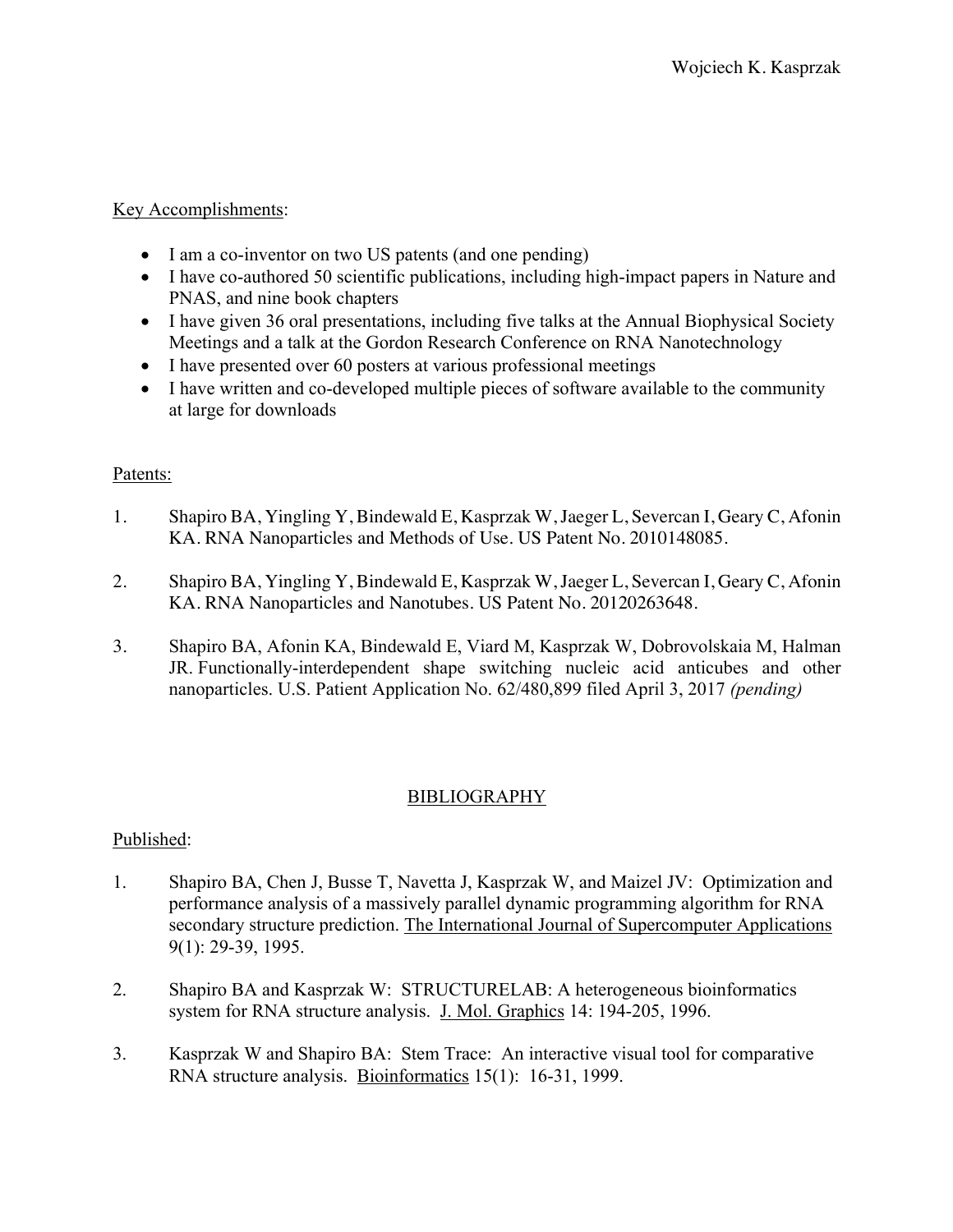Key Accomplishments:

- I am a co-inventor on two US patents (and one pending)
- I have co-authored 50 scientific publications, including high-impact papers in Nature and PNAS, and nine book chapters
- I have given 36 oral presentations, including five talks at the Annual Biophysical Society Meetings and a talk at the Gordon Research Conference on RNA Nanotechnology
- I have presented over 60 posters at various professional meetings
- I have written and co-developed multiple pieces of software available to the community at large for downloads

Patents:

1. Shapiro BA, Yingling Y, Bindewald E, Kasprzak W, Jaeger L, Severcan I, Geary C, Afonin KA. RNA Nanoparticles and Methods of Use. US Patent No. 2010148085.

2. Shapiro BA, Yingling Y, Bindewald E, Kasprzak W, Jaeger L, Severcan I, Geary C, Afonin KA. RNA Nanoparticles and Nanotubes. US Patent No. 20120263648.

3. Shapiro BA, Afonin KA, Bindewald E, Viard M, Kasprzak W, Dobrovolskaia M, Halman JR. Functionally-interdependent shape switching nucleic acid anticubes and other nanoparticles. U.S. Patient Application No. 62/480,899 filed April 3, 2017 *(pending)*

## BIBLIOGRAPHY

Published:

1. Shapiro BA, Chen J, Busse T, Navetta J, Kasprzak W, and Maizel JV: Optimization and performance analysis of a massively parallel dynamic programming algorithm for RNA secondary structure prediction. The International Journal of Supercomputer Applications 9(1): 29-39, 1995.

2. Shapiro BA and Kasprzak W: STRUCTURELAB: A heterogeneous bioinformatics system for RNA structure analysis. J. Mol. Graphics 14: 194-205, 1996.

3. Kasprzak W and Shapiro BA: Stem Trace: An interactive visual tool for comparative RNA structure analysis. Bioinformatics 15(1): 16-31, 1999.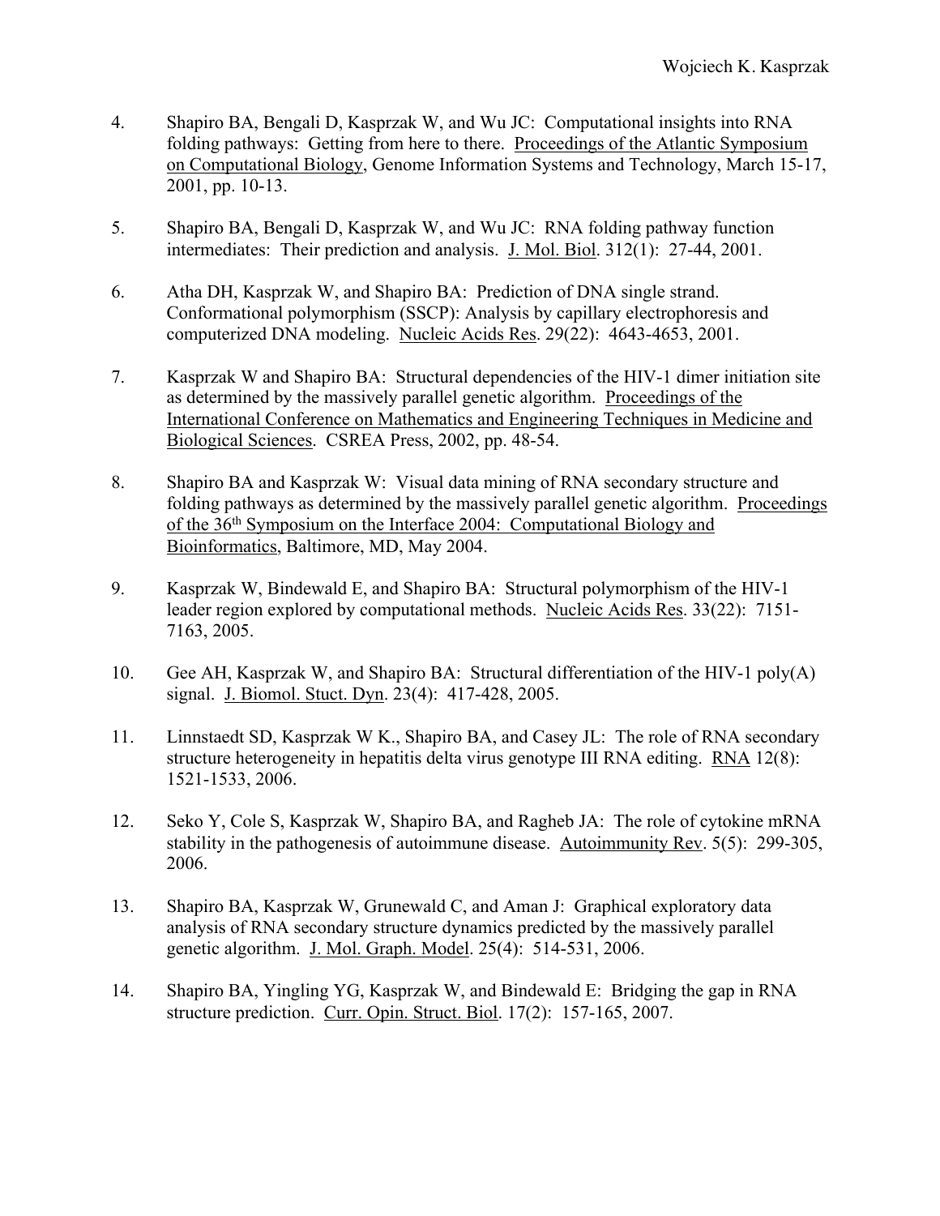4. Shapiro BA, Bengali D, Kasprzak W, and Wu JC: Computational insights into RNA folding pathways: Getting from here to there. Proceedings of the Atlantic Symposium on Computational Biology, Genome Information Systems and Technology, March 15-17, 2001, pp. 10-13.

5. Shapiro BA, Bengali D, Kasprzak W, and Wu JC: RNA folding pathway function intermediates: Their prediction and analysis. J. Mol. Biol. 312(1): 27-44, 2001.

6. Atha DH, Kasprzak W, and Shapiro BA: Prediction of DNA single strand. Conformational polymorphism (SSCP): Analysis by capillary electrophoresis and computerized DNA modeling. Nucleic Acids Res. 29(22): 4643-4653, 2001.

7. Kasprzak W and Shapiro BA: Structural dependencies of the HIV-1 dimer initiation site as determined by the massively parallel genetic algorithm. Proceedings of the International Conference on Mathematics and Engineering Techniques in Medicine and Biological Sciences. CSREA Press, 2002, pp. 48-54.

8. Shapiro BA and Kasprzak W: Visual data mining of RNA secondary structure and folding pathways as determined by the massively parallel genetic algorithm. Proceedings of the 36th Symposium on the Interface 2004: Computational Biology and Bioinformatics, Baltimore, MD, May 2004.

9. Kasprzak W, Bindewald E, and Shapiro BA: Structural polymorphism of the HIV-1 leader region explored by computational methods. Nucleic Acids Res. 33(22): 7151-7163, 2005.

10. Gee AH, Kasprzak W, and Shapiro BA: Structural differentiation of the HIV-1 poly(A) signal. J. Biomol. Stuct. Dyn. 23(4): 417-428, 2005.

11. Linnstaedt SD, Kasprzak W K., Shapiro BA, and Casey JL: The role of RNA secondary structure heterogeneity in hepatitis delta virus genotype III RNA editing. RNA 12(8): 1521-1533, 2006.

12. Seko Y, Cole S, Kasprzak W, Shapiro BA, and Ragheb JA: The role of cytokine mRNA stability in the pathogenesis of autoimmune disease. Autoimmunity Rev. 5(5): 299-305, 2006.

13. Shapiro BA, Kasprzak W, Grunewald C, and Aman J: Graphical exploratory data analysis of RNA secondary structure dynamics predicted by the massively parallel genetic algorithm. J. Mol. Graph. Model. 25(4): 514-531, 2006.

14. Shapiro BA, Yingling YG, Kasprzak W, and Bindewald E: Bridging the gap in RNA structure prediction. Curr. Opin. Struct. Biol. 17(2): 157-165, 2007.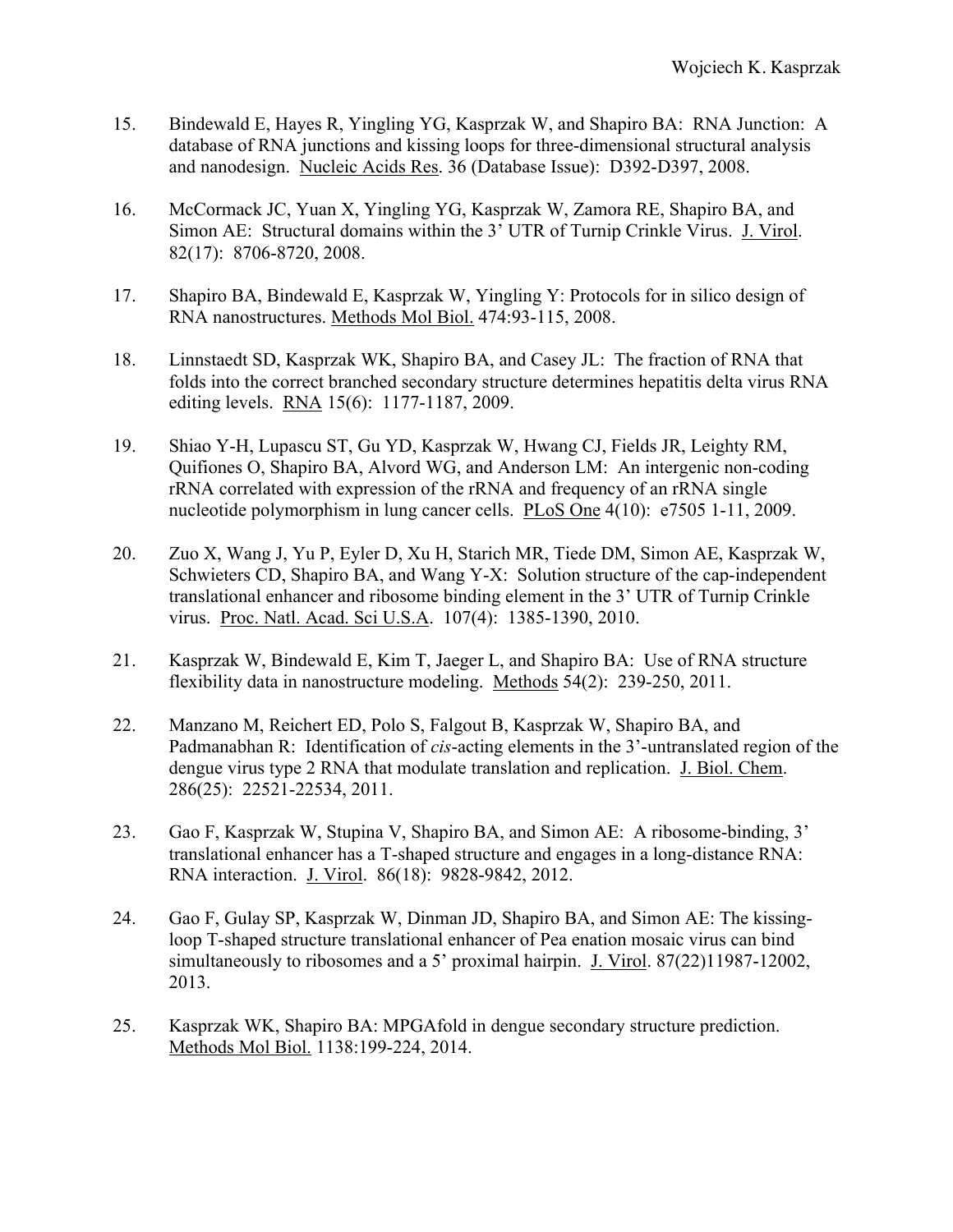15. Bindewald E, Hayes R, Yingling YG, Kasprzak W, and Shapiro BA: RNA Junction: A database of RNA junctions and kissing loops for three-dimensional structural analysis and nanodesign. Nucleic Acids Res. 36 (Database Issue): D392-D397, 2008.

16. McCormack JC, Yuan X, Yingling YG, Kasprzak W, Zamora RE, Shapiro BA, and Simon AE: Structural domains within the 3' UTR of Turnip Crinkle Virus. J. Virol. 82(17): 8706-8720, 2008.

17. Shapiro BA, Bindewald E, Kasprzak W, Yingling Y: Protocols for in silico design of RNA nanostructures. Methods Mol Biol. 474:93-115, 2008.

18. Linnstaedt SD, Kasprzak WK, Shapiro BA, and Casey JL: The fraction of RNA that folds into the correct branched secondary structure determines hepatitis delta virus RNA editing levels. RNA 15(6): 1177-1187, 2009.

19. Shiao Y-H, Lupascu ST, Gu YD, Kasprzak W, Hwang CJ, Fields JR, Leighty RM, Quifiones O, Shapiro BA, Alvord WG, and Anderson LM: An intergenic non-coding rRNA correlated with expression of the rRNA and frequency of an rRNA single nucleotide polymorphism in lung cancer cells. PLoS One 4(10): e7505 1-11, 2009.

20. Zuo X, Wang J, Yu P, Eyler D, Xu H, Starich MR, Tiede DM, Simon AE, Kasprzak W, Schwieters CD, Shapiro BA, and Wang Y-X: Solution structure of the cap-independent translational enhancer and ribosome binding element in the 3' UTR of Turnip Crinkle virus. Proc. Natl. Acad. Sci U.S.A. 107(4): 1385-1390, 2010.

21. Kasprzak W, Bindewald E, Kim T, Jaeger L, and Shapiro BA: Use of RNA structure flexibility data in nanostructure modeling. Methods 54(2): 239-250, 2011.

22. Manzano M, Reichert ED, Polo S, Falgout B, Kasprzak W, Shapiro BA, and Padmanabhan R: Identification of *cis*-acting elements in the 3'-untranslated region of the dengue virus type 2 RNA that modulate translation and replication. J. Biol. Chem. 286(25): 22521-22534, 2011.

23. Gao F, Kasprzak W, Stupina V, Shapiro BA, and Simon AE: A ribosome-binding, 3' translational enhancer has a T-shaped structure and engages in a long-distance RNA: RNA interaction. J. Virol. 86(18): 9828-9842, 2012.

24. Gao F, Gulay SP, Kasprzak W, Dinman JD, Shapiro BA, and Simon AE: The kissing-loop T-shaped structure translational enhancer of Pea enation mosaic virus can bind simultaneously to ribosomes and a 5' proximal hairpin. J. Virol. 87(22)11987-12002, 2013.

25. Kasprzak WK, Shapiro BA: MPGAfold in dengue secondary structure prediction. Methods Mol Biol. 1138:199-224, 2014.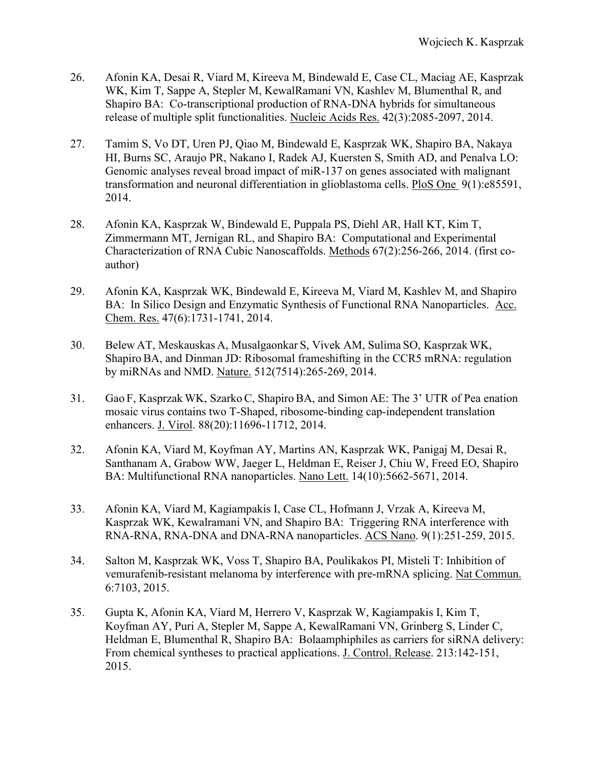26. Afonin KA, Desai R, Viard M, Kireeva M, Bindewald E, Case CL, Maciag AE, Kasprzak WK, Kim T, Sappe A, Stepler M, KewalRamani VN, Kashlev M, Blumenthal R, and Shapiro BA: Co-transcriptional production of RNA-DNA hybrids for simultaneous release of multiple split functionalities. Nucleic Acids Res. 42(3):2085-2097, 2014.

27. Tamim S, Vo DT, Uren PJ, Qiao M, Bindewald E, Kasprzak WK, Shapiro BA, Nakaya HI, Burns SC, Araujo PR, Nakano I, Radek AJ, Kuersten S, Smith AD, and Penalva LO: Genomic analyses reveal broad impact of miR-137 on genes associated with malignant transformation and neuronal differentiation in glioblastoma cells. PloS One 9(1):e85591, 2014.

28. Afonin KA, Kasprzak W, Bindewald E, Puppala PS, Diehl AR, Hall KT, Kim T, Zimmermann MT, Jernigan RL, and Shapiro BA: Computational and Experimental Characterization of RNA Cubic Nanoscaffolds. Methods 67(2):256-266, 2014. (first co-author)

29. Afonin KA, Kasprzak WK, Bindewald E, Kireeva M, Viard M, Kashlev M, and Shapiro BA: In Silico Design and Enzymatic Synthesis of Functional RNA Nanoparticles. Acc. Chem. Res. 47(6):1731-1741, 2014.

30. Belew AT, Meskauskas A, Musalgaonkar S, Vivek AM, Sulima SO, Kasprzak WK, Shapiro BA, and Dinman JD: Ribosomal frameshifting in the CCR5 mRNA: regulation by miRNAs and NMD. Nature. 512(7514):265-269, 2014.

31. Gao F, Kasprzak WK, Szarko C, Shapiro BA, and Simon AE: The 3' UTR of Pea enation mosaic virus contains two T-Shaped, ribosome-binding cap-independent translation enhancers. J. Virol. 88(20):11696-11712, 2014.

32. Afonin KA, Viard M, Koyfman AY, Martins AN, Kasprzak WK, Panigaj M, Desai R, Santhanam A, Grabow WW, Jaeger L, Heldman E, Reiser J, Chiu W, Freed EO, Shapiro BA: Multifunctional RNA nanoparticles. Nano Lett. 14(10):5662-5671, 2014.

33. Afonin KA, Viard M, Kagiampakis I, Case CL, Hofmann J, Vrzak A, Kireeva M, Kasprzak WK, Kewalramani VN, and Shapiro BA: Triggering RNA interference with RNA-RNA, RNA-DNA and DNA-RNA nanoparticles. ACS Nano. 9(1):251-259, 2015.

34. Salton M, Kasprzak WK, Voss T, Shapiro BA, Poulikakos PI, Misteli T: Inhibition of vemurafenib-resistant melanoma by interference with pre-mRNA splicing. Nat Commun. 6:7103, 2015.

35. Gupta K, Afonin KA, Viard M, Herrero V, Kasprzak W, Kagiampakis I, Kim T, Koyfman AY, Puri A, Stepler M, Sappe A, KewalRamani VN, Grinberg S, Linder C, Heldman E, Blumenthal R, Shapiro BA: Bolaamphiphiles as carriers for siRNA delivery: From chemical syntheses to practical applications. J. Control. Release. 213:142-151, 2015.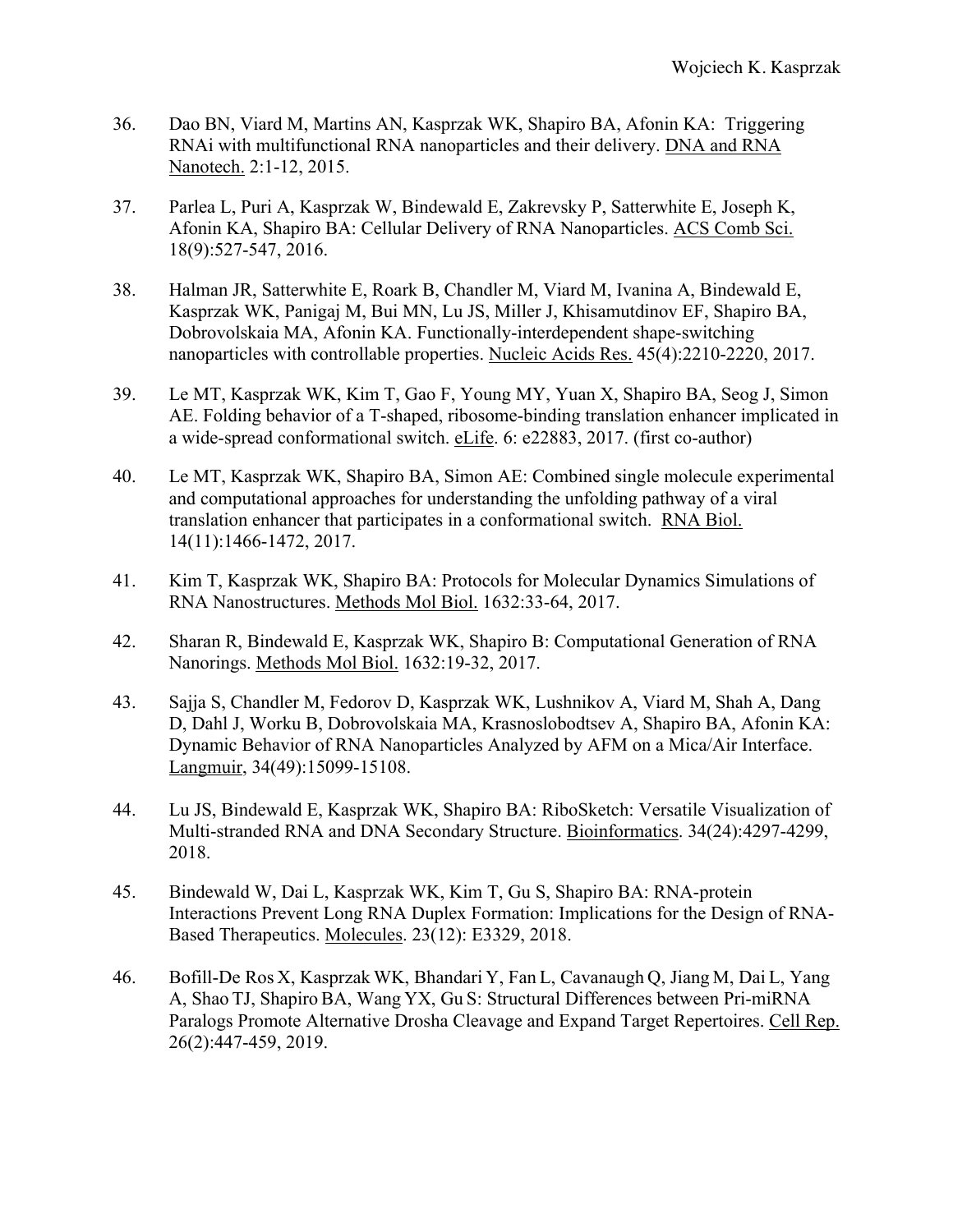36. Dao BN, Viard M, Martins AN, Kasprzak WK, Shapiro BA, Afonin KA: Triggering RNAi with multifunctional RNA nanoparticles and their delivery. DNA and RNA Nanotech. 2:1-12, 2015.

37. Parlea L, Puri A, Kasprzak W, Bindewald E, Zakrevsky P, Satterwhite E, Joseph K, Afonin KA, Shapiro BA: Cellular Delivery of RNA Nanoparticles. ACS Comb Sci. 18(9):527-547, 2016.

38. Halman JR, Satterwhite E, Roark B, Chandler M, Viard M, Ivanina A, Bindewald E, Kasprzak WK, Panigaj M, Bui MN, Lu JS, Miller J, Khisamutdinov EF, Shapiro BA, Dobrovolskaia MA, Afonin KA. Functionally-interdependent shape-switching nanoparticles with controllable properties. Nucleic Acids Res. 45(4):2210-2220, 2017.

39. Le MT, Kasprzak WK, Kim T, Gao F, Young MY, Yuan X, Shapiro BA, Seog J, Simon AE. Folding behavior of a T-shaped, ribosome-binding translation enhancer implicated in a wide-spread conformational switch. eLife. 6: e22883, 2017. (first co-author)

40. Le MT, Kasprzak WK, Shapiro BA, Simon AE: Combined single molecule experimental and computational approaches for understanding the unfolding pathway of a viral translation enhancer that participates in a conformational switch. RNA Biol. 14(11):1466-1472, 2017.

41. Kim T, Kasprzak WK, Shapiro BA: Protocols for Molecular Dynamics Simulations of RNA Nanostructures. Methods Mol Biol. 1632:33-64, 2017.

42. Sharan R, Bindewald E, Kasprzak WK, Shapiro B: Computational Generation of RNA Nanorings. Methods Mol Biol. 1632:19-32, 2017.

43. Sajja S, Chandler M, Fedorov D, Kasprzak WK, Lushnikov A, Viard M, Shah A, Dang D, Dahl J, Worku B, Dobrovolskaia MA, Krasnoslobodtsev A, Shapiro BA, Afonin KA: Dynamic Behavior of RNA Nanoparticles Analyzed by AFM on a Mica/Air Interface. Langmuir, 34(49):15099-15108.

44. Lu JS, Bindewald E, Kasprzak WK, Shapiro BA: RiboSketch: Versatile Visualization of Multi-stranded RNA and DNA Secondary Structure. Bioinformatics. 34(24):4297-4299, 2018.

45. Bindewald W, Dai L, Kasprzak WK, Kim T, Gu S, Shapiro BA: RNA-protein Interactions Prevent Long RNA Duplex Formation: Implications for the Design of RNA-Based Therapeutics. Molecules. 23(12): E3329, 2018.

46. Bofill-De Ros X, Kasprzak WK, Bhandari Y, Fan L, Cavanaugh Q, Jiang M, Dai L, Yang A, Shao TJ, Shapiro BA, Wang YX, Gu S: Structural Differences between Pri-miRNA Paralogs Promote Alternative Drosha Cleavage and Expand Target Repertoires. Cell Rep. 26(2):447-459, 2019.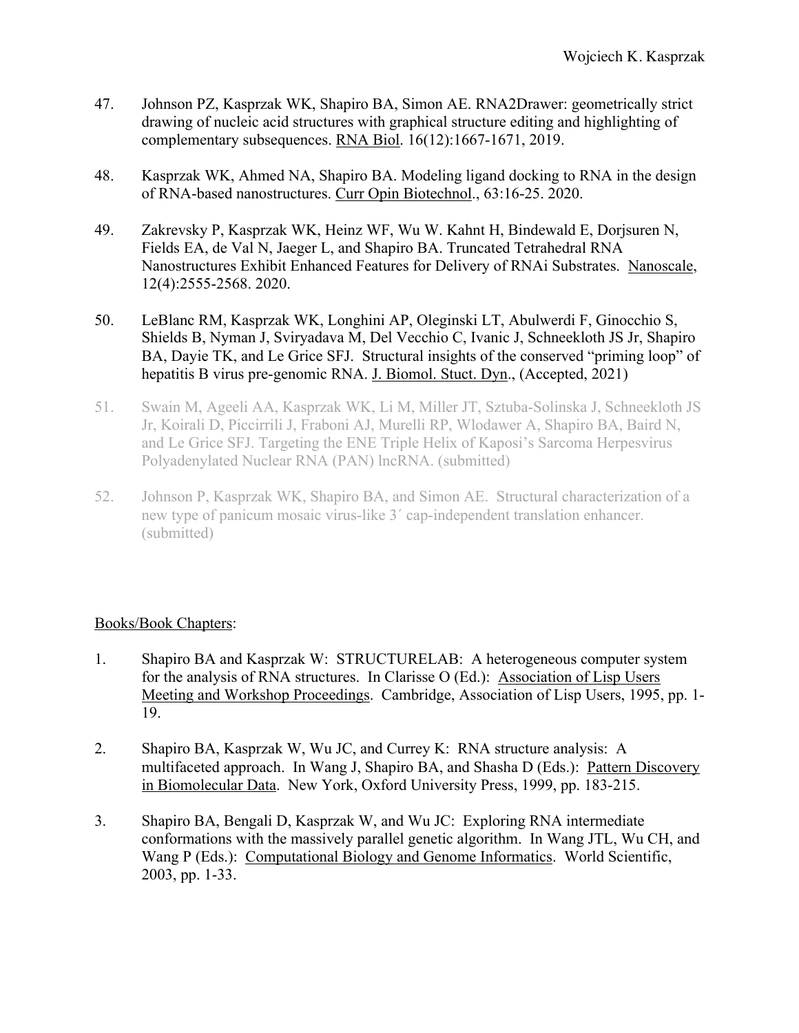47. Johnson PZ, Kasprzak WK, Shapiro BA, Simon AE. RNA2Drawer: geometrically strict drawing of nucleic acid structures with graphical structure editing and highlighting of complementary subsequences. RNA Biol. 16(12):1667-1671, 2019.

48. Kasprzak WK, Ahmed NA, Shapiro BA. Modeling ligand docking to RNA in the design of RNA-based nanostructures. Curr Opin Biotechnol., 63:16-25. 2020.

49. Zakrevsky P, Kasprzak WK, Heinz WF, Wu W. Kahnt H, Bindewald E, Dorjsuren N, Fields EA, de Val N, Jaeger L, and Shapiro BA. Truncated Tetrahedral RNA Nanostructures Exhibit Enhanced Features for Delivery of RNAi Substrates. Nanoscale, 12(4):2555-2568. 2020.

50. LeBlanc RM, Kasprzak WK, Longhini AP, Oleginski LT, Abulwerdi F, Ginocchio S, Shields B, Nyman J, Sviryadava M, Del Vecchio C, Ivanic J, Schneekloth JS Jr, Shapiro BA, Dayie TK, and Le Grice SFJ. Structural insights of the conserved "priming loop" of hepatitis B virus pre-genomic RNA. J. Biomol. Stuct. Dyn., (Accepted, 2021)

51. Swain M, Ageeli AA, Kasprzak WK, Li M, Miller JT, Sztuba-Solinska J, Schneekloth JS Jr, Koirali D, Piccirrili J, Fraboni AJ, Murelli RP, Wlodawer A, Shapiro BA, Baird N, and Le Grice SFJ. Targeting the ENE Triple Helix of Kaposi's Sarcoma Herpesvirus Polyadenylated Nuclear RNA (PAN) lncRNA. (submitted)

52. Johnson P, Kasprzak WK, Shapiro BA, and Simon AE. Structural characterization of a new type of panicum mosaic virus-like 3′ cap-independent translation enhancer. (submitted)

## Books/Book Chapters:

1. Shapiro BA and Kasprzak W: STRUCTURELAB: A heterogeneous computer system for the analysis of RNA structures. In Clarisse O (Ed.): Association of Lisp Users Meeting and Workshop Proceedings. Cambridge, Association of Lisp Users, 1995, pp. 1-19.

2. Shapiro BA, Kasprzak W, Wu JC, and Currey K: RNA structure analysis: A multifaceted approach. In Wang J, Shapiro BA, and Shasha D (Eds.): Pattern Discovery in Biomolecular Data. New York, Oxford University Press, 1999, pp. 183-215.

3. Shapiro BA, Bengali D, Kasprzak W, and Wu JC: Exploring RNA intermediate conformations with the massively parallel genetic algorithm. In Wang JTL, Wu CH, and Wang P (Eds.): Computational Biology and Genome Informatics. World Scientific, 2003, pp. 1-33.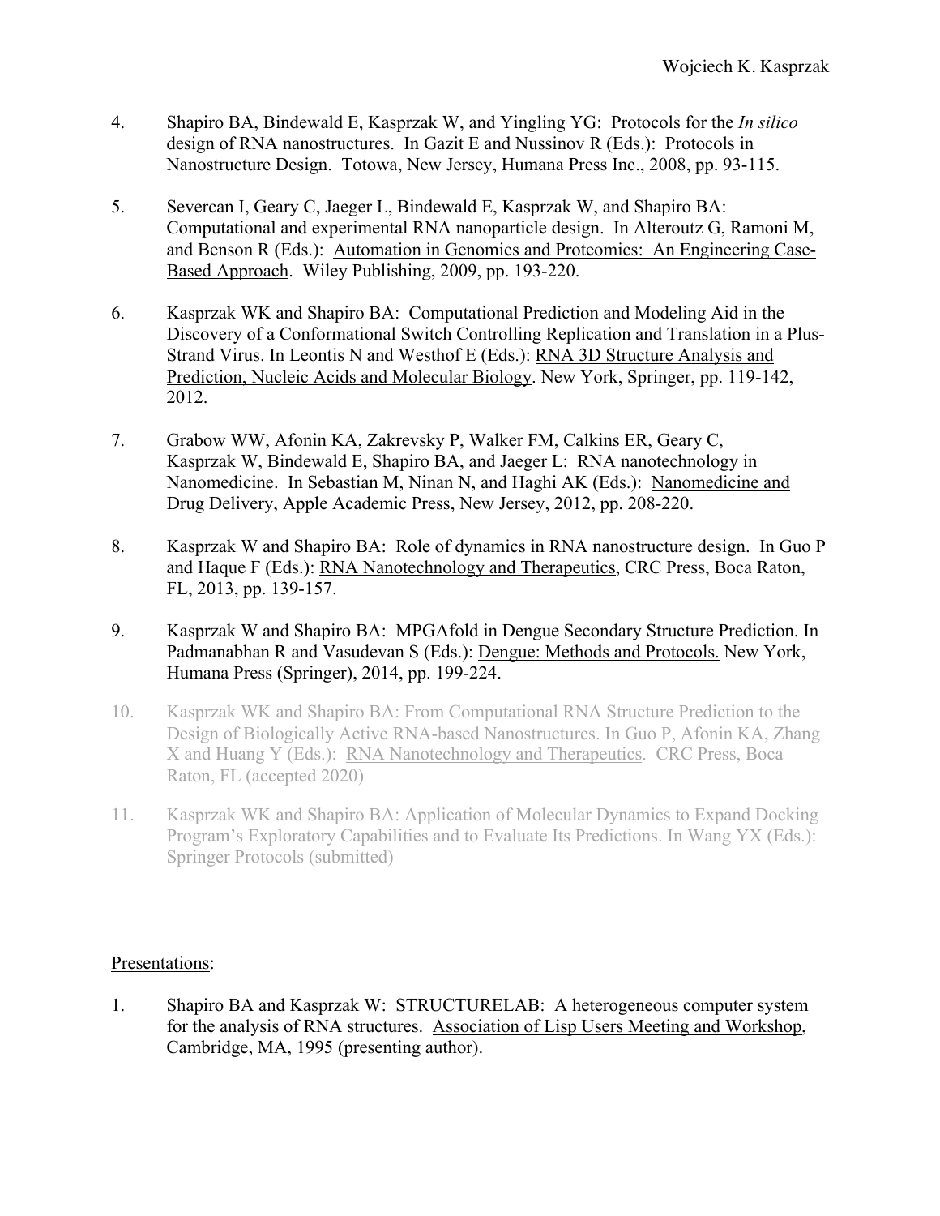4. Shapiro BA, Bindewald E, Kasprzak W, and Yingling YG: Protocols for the *In silico* design of RNA nanostructures. In Gazit E and Nussinov R (Eds.): Protocols in Nanostructure Design. Totowa, New Jersey, Humana Press Inc., 2008, pp. 93-115.

5. Severcan I, Geary C, Jaeger L, Bindewald E, Kasprzak W, and Shapiro BA: Computational and experimental RNA nanoparticle design. In Alteroutz G, Ramoni M, and Benson R (Eds.): Automation in Genomics and Proteomics: An Engineering Case-Based Approach. Wiley Publishing, 2009, pp. 193-220.

6. Kasprzak WK and Shapiro BA: Computational Prediction and Modeling Aid in the Discovery of a Conformational Switch Controlling Replication and Translation in a Plus-Strand Virus. In Leontis N and Westhof E (Eds.): RNA 3D Structure Analysis and Prediction, Nucleic Acids and Molecular Biology. New York, Springer, pp. 119-142, 2012.

7. Grabow WW, Afonin KA, Zakrevsky P, Walker FM, Calkins ER, Geary C, Kasprzak W, Bindewald E, Shapiro BA, and Jaeger L: RNA nanotechnology in Nanomedicine. In Sebastian M, Ninan N, and Haghi AK (Eds.): Nanomedicine and Drug Delivery, Apple Academic Press, New Jersey, 2012, pp. 208-220.

8. Kasprzak W and Shapiro BA: Role of dynamics in RNA nanostructure design. In Guo P and Haque F (Eds.): RNA Nanotechnology and Therapeutics, CRC Press, Boca Raton, FL, 2013, pp. 139-157.

9. Kasprzak W and Shapiro BA: MPGAfold in Dengue Secondary Structure Prediction. In Padmanabhan R and Vasudevan S (Eds.): Dengue: Methods and Protocols. New York, Humana Press (Springer), 2014, pp. 199-224.

10. Kasprzak WK and Shapiro BA: From Computational RNA Structure Prediction to the Design of Biologically Active RNA-based Nanostructures. In Guo P, Afonin KA, Zhang X and Huang Y (Eds.): RNA Nanotechnology and Therapeutics. CRC Press, Boca Raton, FL (accepted 2020)

11. Kasprzak WK and Shapiro BA: Application of Molecular Dynamics to Expand Docking Program's Exploratory Capabilities and to Evaluate Its Predictions. In Wang YX (Eds.): Springer Protocols (submitted)

Presentations:

1. Shapiro BA and Kasprzak W: STRUCTURELAB: A heterogeneous computer system for the analysis of RNA structures. Association of Lisp Users Meeting and Workshop, Cambridge, MA, 1995 (presenting author).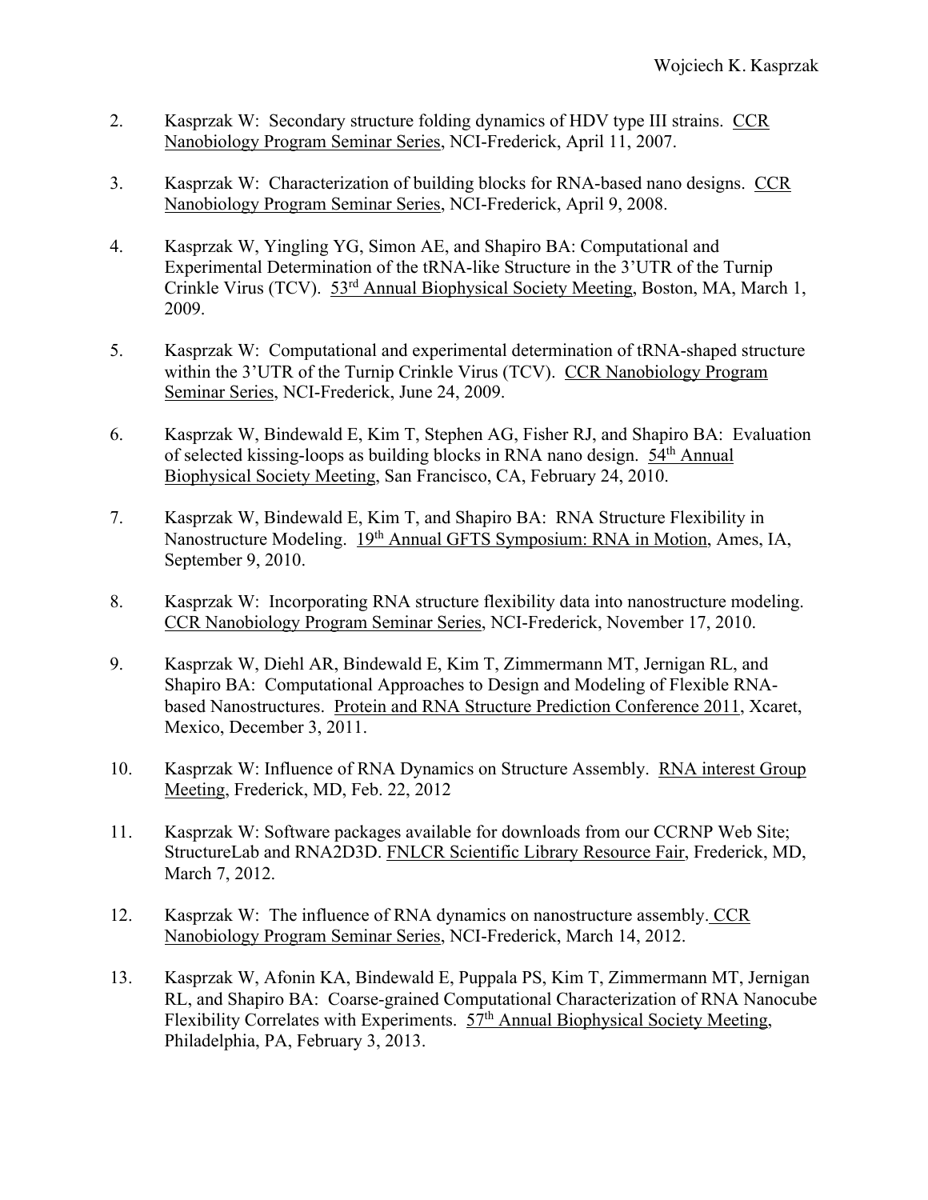2. Kasprzak W: Secondary structure folding dynamics of HDV type III strains. <u>CCR Nanobiology Program Seminar Series</u>, NCI-Frederick, April 11, 2007.

3. Kasprzak W: Characterization of building blocks for RNA-based nano designs. <u>CCR Nanobiology Program Seminar Series</u>, NCI-Frederick, April 9, 2008.

4. Kasprzak W, Yingling YG, Simon AE, and Shapiro BA: Computational and Experimental Determination of the tRNA-like Structure in the 3'UTR of the Turnip Crinkle Virus (TCV). <u>53rd Annual Biophysical Society Meeting</u>, Boston, MA, March 1, 2009.

5. Kasprzak W: Computational and experimental determination of tRNA-shaped structure within the 3'UTR of the Turnip Crinkle Virus (TCV). <u>CCR Nanobiology Program Seminar Series</u>, NCI-Frederick, June 24, 2009.

6. Kasprzak W, Bindewald E, Kim T, Stephen AG, Fisher RJ, and Shapiro BA: Evaluation of selected kissing-loops as building blocks in RNA nano design. <u>54th Annual Biophysical Society Meeting</u>, San Francisco, CA, February 24, 2010.

7. Kasprzak W, Bindewald E, Kim T, and Shapiro BA: RNA Structure Flexibility in Nanostructure Modeling. <u>19th Annual GFTS Symposium: RNA in Motion</u>, Ames, IA, September 9, 2010.

8. Kasprzak W: Incorporating RNA structure flexibility data into nanostructure modeling. <u>CCR Nanobiology Program Seminar Series</u>, NCI-Frederick, November 17, 2010.

9. Kasprzak W, Diehl AR, Bindewald E, Kim T, Zimmermann MT, Jernigan RL, and Shapiro BA: Computational Approaches to Design and Modeling of Flexible RNA-based Nanostructures. <u>Protein and RNA Structure Prediction Conference 2011</u>, Xcaret, Mexico, December 3, 2011.

10. Kasprzak W: Influence of RNA Dynamics on Structure Assembly. <u>RNA interest Group Meeting</u>, Frederick, MD, Feb. 22, 2012

11. Kasprzak W: Software packages available for downloads from our CCRNP Web Site; StructureLab and RNA2D3D. <u>FNLCR Scientific Library Resource Fair</u>, Frederick, MD, March 7, 2012.

12. Kasprzak W: The influence of RNA dynamics on nanostructure assembly. <u>CCR Nanobiology Program Seminar Series</u>, NCI-Frederick, March 14, 2012.

13. Kasprzak W, Afonin KA, Bindewald E, Puppala PS, Kim T, Zimmermann MT, Jernigan RL, and Shapiro BA: Coarse-grained Computational Characterization of RNA Nanocube Flexibility Correlates with Experiments. <u>57th Annual Biophysical Society Meeting</u>, Philadelphia, PA, February 3, 2013.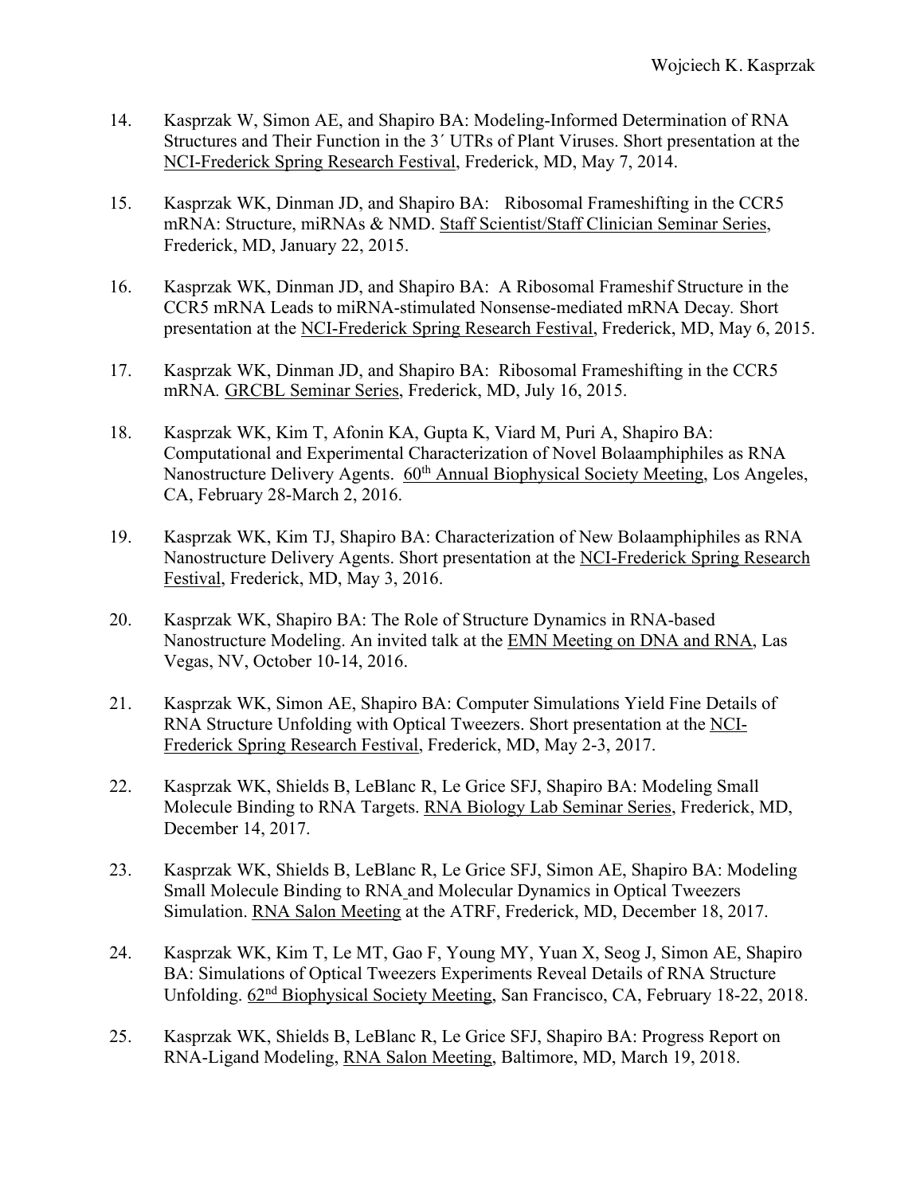14. Kasprzak W, Simon AE, and Shapiro BA: Modeling-Informed Determination of RNA Structures and Their Function in the 3′ UTRs of Plant Viruses. Short presentation at the NCI-Frederick Spring Research Festival, Frederick, MD, May 7, 2014.

15. Kasprzak WK, Dinman JD, and Shapiro BA: Ribosomal Frameshifting in the CCR5 mRNA: Structure, miRNAs & NMD. Staff Scientist/Staff Clinician Seminar Series, Frederick, MD, January 22, 2015.

16. Kasprzak WK, Dinman JD, and Shapiro BA: A Ribosomal Frameshif Structure in the CCR5 mRNA Leads to miRNA-stimulated Nonsense-mediated mRNA Decay. Short presentation at the NCI-Frederick Spring Research Festival, Frederick, MD, May 6, 2015.

17. Kasprzak WK, Dinman JD, and Shapiro BA: Ribosomal Frameshifting in the CCR5 mRNA. GRCBL Seminar Series, Frederick, MD, July 16, 2015.

18. Kasprzak WK, Kim T, Afonin KA, Gupta K, Viard M, Puri A, Shapiro BA: Computational and Experimental Characterization of Novel Bolaamphiphiles as RNA Nanostructure Delivery Agents. 60th Annual Biophysical Society Meeting, Los Angeles, CA, February 28-March 2, 2016.

19. Kasprzak WK, Kim TJ, Shapiro BA: Characterization of New Bolaamphiphiles as RNA Nanostructure Delivery Agents. Short presentation at the NCI-Frederick Spring Research Festival, Frederick, MD, May 3, 2016.

20. Kasprzak WK, Shapiro BA: The Role of Structure Dynamics in RNA-based Nanostructure Modeling. An invited talk at the EMN Meeting on DNA and RNA, Las Vegas, NV, October 10-14, 2016.

21. Kasprzak WK, Simon AE, Shapiro BA: Computer Simulations Yield Fine Details of RNA Structure Unfolding with Optical Tweezers. Short presentation at the NCI-Frederick Spring Research Festival, Frederick, MD, May 2-3, 2017.

22. Kasprzak WK, Shields B, LeBlanc R, Le Grice SFJ, Shapiro BA: Modeling Small Molecule Binding to RNA Targets. RNA Biology Lab Seminar Series, Frederick, MD, December 14, 2017.

23. Kasprzak WK, Shields B, LeBlanc R, Le Grice SFJ, Simon AE, Shapiro BA: Modeling Small Molecule Binding to RNA and Molecular Dynamics in Optical Tweezers Simulation. RNA Salon Meeting at the ATRF, Frederick, MD, December 18, 2017.

24. Kasprzak WK, Kim T, Le MT, Gao F, Young MY, Yuan X, Seog J, Simon AE, Shapiro BA: Simulations of Optical Tweezers Experiments Reveal Details of RNA Structure Unfolding. 62nd Biophysical Society Meeting, San Francisco, CA, February 18-22, 2018.

25. Kasprzak WK, Shields B, LeBlanc R, Le Grice SFJ, Shapiro BA: Progress Report on RNA-Ligand Modeling, RNA Salon Meeting, Baltimore, MD, March 19, 2018.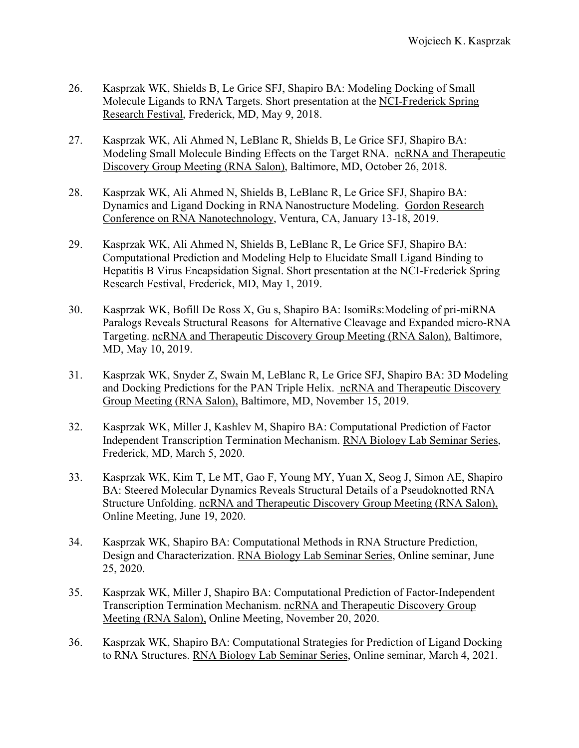26. Kasprzak WK, Shields B, Le Grice SFJ, Shapiro BA: Modeling Docking of Small Molecule Ligands to RNA Targets. Short presentation at the NCI-Frederick Spring Research Festival, Frederick, MD, May 9, 2018.

27. Kasprzak WK, Ali Ahmed N, LeBlanc R, Shields B, Le Grice SFJ, Shapiro BA: Modeling Small Molecule Binding Effects on the Target RNA. ncRNA and Therapeutic Discovery Group Meeting (RNA Salon), Baltimore, MD, October 26, 2018.

28. Kasprzak WK, Ali Ahmed N, Shields B, LeBlanc R, Le Grice SFJ, Shapiro BA: Dynamics and Ligand Docking in RNA Nanostructure Modeling. Gordon Research Conference on RNA Nanotechnology, Ventura, CA, January 13-18, 2019.

29. Kasprzak WK, Ali Ahmed N, Shields B, LeBlanc R, Le Grice SFJ, Shapiro BA: Computational Prediction and Modeling Help to Elucidate Small Ligand Binding to Hepatitis B Virus Encapsidation Signal. Short presentation at the NCI-Frederick Spring Research Festival, Frederick, MD, May 1, 2019.

30. Kasprzak WK, Bofill De Ross X, Gu s, Shapiro BA: IsomiRs:Modeling of pri-miRNA Paralogs Reveals Structural Reasons for Alternative Cleavage and Expanded micro-RNA Targeting. ncRNA and Therapeutic Discovery Group Meeting (RNA Salon), Baltimore, MD, May 10, 2019.

31. Kasprzak WK, Snyder Z, Swain M, LeBlanc R, Le Grice SFJ, Shapiro BA: 3D Modeling and Docking Predictions for the PAN Triple Helix. ncRNA and Therapeutic Discovery Group Meeting (RNA Salon), Baltimore, MD, November 15, 2019.

32. Kasprzak WK, Miller J, Kashlev M, Shapiro BA: Computational Prediction of Factor Independent Transcription Termination Mechanism. RNA Biology Lab Seminar Series, Frederick, MD, March 5, 2020.

33. Kasprzak WK, Kim T, Le MT, Gao F, Young MY, Yuan X, Seog J, Simon AE, Shapiro BA: Steered Molecular Dynamics Reveals Structural Details of a Pseudoknotted RNA Structure Unfolding. ncRNA and Therapeutic Discovery Group Meeting (RNA Salon), Online Meeting, June 19, 2020.

34. Kasprzak WK, Shapiro BA: Computational Methods in RNA Structure Prediction, Design and Characterization. RNA Biology Lab Seminar Series, Online seminar, June 25, 2020.

35. Kasprzak WK, Miller J, Shapiro BA: Computational Prediction of Factor-Independent Transcription Termination Mechanism. ncRNA and Therapeutic Discovery Group Meeting (RNA Salon), Online Meeting, November 20, 2020.

36. Kasprzak WK, Shapiro BA: Computational Strategies for Prediction of Ligand Docking to RNA Structures. RNA Biology Lab Seminar Series, Online seminar, March 4, 2021.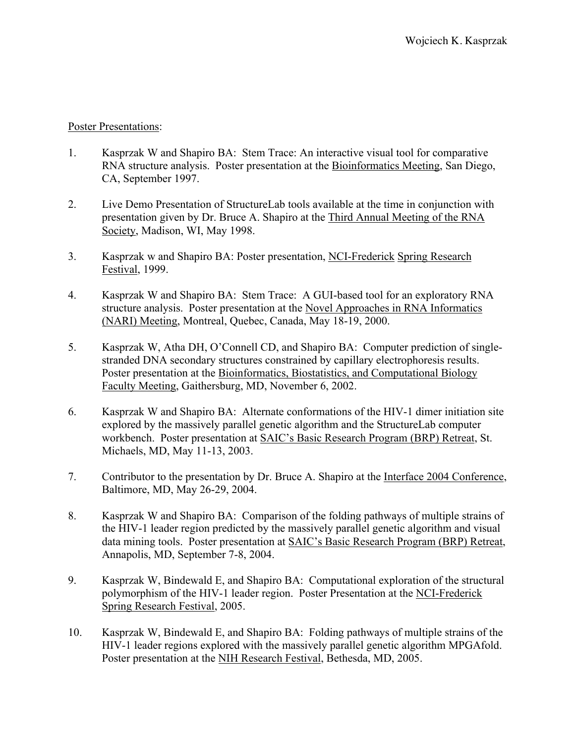Poster Presentations:

1. Kasprzak W and Shapiro BA: Stem Trace: An interactive visual tool for comparative RNA structure analysis. Poster presentation at the Bioinformatics Meeting, San Diego, CA, September 1997.

2. Live Demo Presentation of StructureLab tools available at the time in conjunction with presentation given by Dr. Bruce A. Shapiro at the Third Annual Meeting of the RNA Society, Madison, WI, May 1998.

3. Kasprzak w and Shapiro BA: Poster presentation, NCI-Frederick Spring Research Festival, 1999.

4. Kasprzak W and Shapiro BA: Stem Trace: A GUI-based tool for an exploratory RNA structure analysis. Poster presentation at the Novel Approaches in RNA Informatics (NARI) Meeting, Montreal, Quebec, Canada, May 18-19, 2000.

5. Kasprzak W, Atha DH, O'Connell CD, and Shapiro BA: Computer prediction of single-stranded DNA secondary structures constrained by capillary electrophoresis results. Poster presentation at the Bioinformatics, Biostatistics, and Computational Biology Faculty Meeting, Gaithersburg, MD, November 6, 2002.

6. Kasprzak W and Shapiro BA: Alternate conformations of the HIV-1 dimer initiation site explored by the massively parallel genetic algorithm and the StructureLab computer workbench. Poster presentation at SAIC's Basic Research Program (BRP) Retreat, St. Michaels, MD, May 11-13, 2003.

7. Contributor to the presentation by Dr. Bruce A. Shapiro at the Interface 2004 Conference, Baltimore, MD, May 26-29, 2004.

8. Kasprzak W and Shapiro BA: Comparison of the folding pathways of multiple strains of the HIV-1 leader region predicted by the massively parallel genetic algorithm and visual data mining tools. Poster presentation at SAIC's Basic Research Program (BRP) Retreat, Annapolis, MD, September 7-8, 2004.

9. Kasprzak W, Bindewald E, and Shapiro BA: Computational exploration of the structural polymorphism of the HIV-1 leader region. Poster Presentation at the NCI-Frederick Spring Research Festival, 2005.

10. Kasprzak W, Bindewald E, and Shapiro BA: Folding pathways of multiple strains of the HIV-1 leader regions explored with the massively parallel genetic algorithm MPGAfold. Poster presentation at the NIH Research Festival, Bethesda, MD, 2005.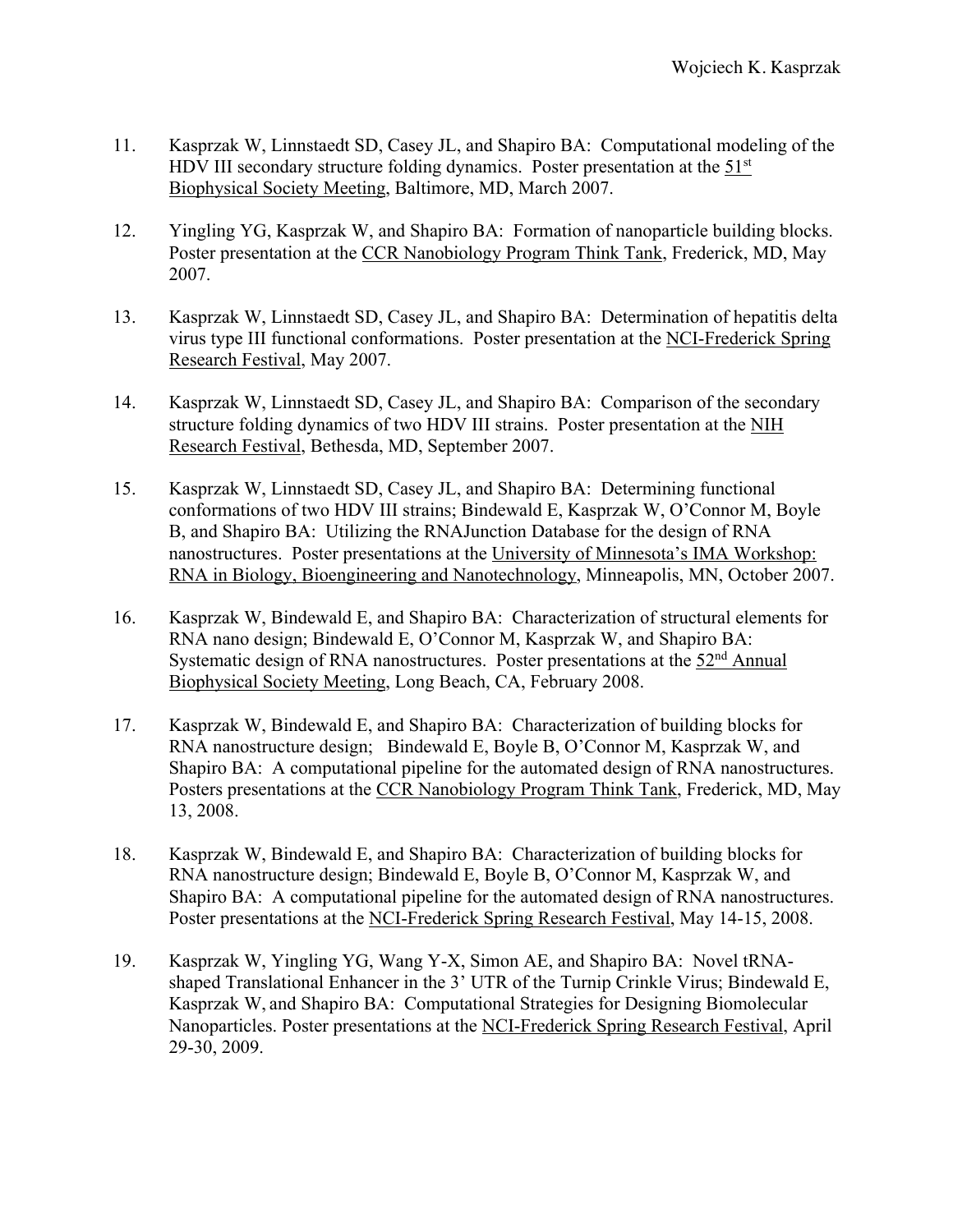11. Kasprzak W, Linnstaedt SD, Casey JL, and Shapiro BA: Computational modeling of the HDV III secondary structure folding dynamics. Poster presentation at the 51st Biophysical Society Meeting, Baltimore, MD, March 2007.

12. Yingling YG, Kasprzak W, and Shapiro BA: Formation of nanoparticle building blocks. Poster presentation at the CCR Nanobiology Program Think Tank, Frederick, MD, May 2007.

13. Kasprzak W, Linnstaedt SD, Casey JL, and Shapiro BA: Determination of hepatitis delta virus type III functional conformations. Poster presentation at the NCI-Frederick Spring Research Festival, May 2007.

14. Kasprzak W, Linnstaedt SD, Casey JL, and Shapiro BA: Comparison of the secondary structure folding dynamics of two HDV III strains. Poster presentation at the NIH Research Festival, Bethesda, MD, September 2007.

15. Kasprzak W, Linnstaedt SD, Casey JL, and Shapiro BA: Determining functional conformations of two HDV III strains; Bindewald E, Kasprzak W, O'Connor M, Boyle B, and Shapiro BA: Utilizing the RNAJunction Database for the design of RNA nanostructures. Poster presentations at the University of Minnesota's IMA Workshop: RNA in Biology, Bioengineering and Nanotechnology, Minneapolis, MN, October 2007.

16. Kasprzak W, Bindewald E, and Shapiro BA: Characterization of structural elements for RNA nano design; Bindewald E, O'Connor M, Kasprzak W, and Shapiro BA: Systematic design of RNA nanostructures. Poster presentations at the 52nd Annual Biophysical Society Meeting, Long Beach, CA, February 2008.

17. Kasprzak W, Bindewald E, and Shapiro BA: Characterization of building blocks for RNA nanostructure design; Bindewald E, Boyle B, O'Connor M, Kasprzak W, and Shapiro BA: A computational pipeline for the automated design of RNA nanostructures. Posters presentations at the CCR Nanobiology Program Think Tank, Frederick, MD, May 13, 2008.

18. Kasprzak W, Bindewald E, and Shapiro BA: Characterization of building blocks for RNA nanostructure design; Bindewald E, Boyle B, O'Connor M, Kasprzak W, and Shapiro BA: A computational pipeline for the automated design of RNA nanostructures. Poster presentations at the NCI-Frederick Spring Research Festival, May 14-15, 2008.

19. Kasprzak W, Yingling YG, Wang Y-X, Simon AE, and Shapiro BA: Novel tRNA-shaped Translational Enhancer in the 3' UTR of the Turnip Crinkle Virus; Bindewald E, Kasprzak W, and Shapiro BA: Computational Strategies for Designing Biomolecular Nanoparticles. Poster presentations at the NCI-Frederick Spring Research Festival, April 29-30, 2009.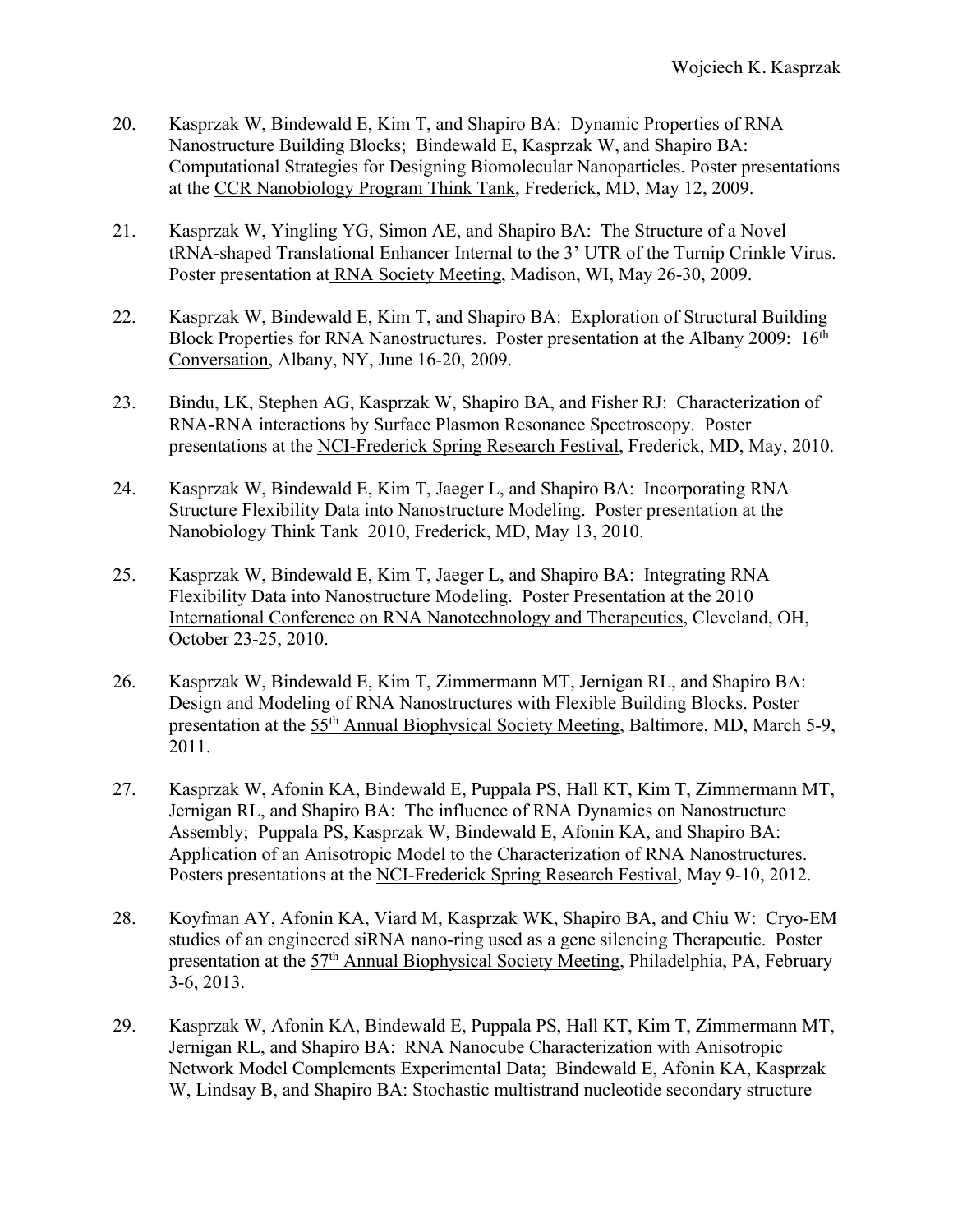20. Kasprzak W, Bindewald E, Kim T, and Shapiro BA: Dynamic Properties of RNA Nanostructure Building Blocks; Bindewald E, Kasprzak W, and Shapiro BA: Computational Strategies for Designing Biomolecular Nanoparticles. Poster presentations at the CCR Nanobiology Program Think Tank, Frederick, MD, May 12, 2009.

21. Kasprzak W, Yingling YG, Simon AE, and Shapiro BA: The Structure of a Novel tRNA-shaped Translational Enhancer Internal to the 3' UTR of the Turnip Crinkle Virus. Poster presentation at RNA Society Meeting, Madison, WI, May 26-30, 2009.

22. Kasprzak W, Bindewald E, Kim T, and Shapiro BA: Exploration of Structural Building Block Properties for RNA Nanostructures. Poster presentation at the Albany 2009: 16th Conversation, Albany, NY, June 16-20, 2009.

23. Bindu, LK, Stephen AG, Kasprzak W, Shapiro BA, and Fisher RJ: Characterization of RNA-RNA interactions by Surface Plasmon Resonance Spectroscopy. Poster presentations at the NCI-Frederick Spring Research Festival, Frederick, MD, May, 2010.

24. Kasprzak W, Bindewald E, Kim T, Jaeger L, and Shapiro BA: Incorporating RNA Structure Flexibility Data into Nanostructure Modeling. Poster presentation at the Nanobiology Think Tank 2010, Frederick, MD, May 13, 2010.

25. Kasprzak W, Bindewald E, Kim T, Jaeger L, and Shapiro BA: Integrating RNA Flexibility Data into Nanostructure Modeling. Poster Presentation at the 2010 International Conference on RNA Nanotechnology and Therapeutics, Cleveland, OH, October 23-25, 2010.

26. Kasprzak W, Bindewald E, Kim T, Zimmermann MT, Jernigan RL, and Shapiro BA: Design and Modeling of RNA Nanostructures with Flexible Building Blocks. Poster presentation at the 55th Annual Biophysical Society Meeting, Baltimore, MD, March 5-9, 2011.

27. Kasprzak W, Afonin KA, Bindewald E, Puppala PS, Hall KT, Kim T, Zimmermann MT, Jernigan RL, and Shapiro BA: The influence of RNA Dynamics on Nanostructure Assembly; Puppala PS, Kasprzak W, Bindewald E, Afonin KA, and Shapiro BA: Application of an Anisotropic Model to the Characterization of RNA Nanostructures. Posters presentations at the NCI-Frederick Spring Research Festival, May 9-10, 2012.

28. Koyfman AY, Afonin KA, Viard M, Kasprzak WK, Shapiro BA, and Chiu W: Cryo-EM studies of an engineered siRNA nano-ring used as a gene silencing Therapeutic. Poster presentation at the 57th Annual Biophysical Society Meeting, Philadelphia, PA, February 3-6, 2013.

29. Kasprzak W, Afonin KA, Bindewald E, Puppala PS, Hall KT, Kim T, Zimmermann MT, Jernigan RL, and Shapiro BA: RNA Nanocube Characterization with Anisotropic Network Model Complements Experimental Data; Bindewald E, Afonin KA, Kasprzak W, Lindsay B, and Shapiro BA: Stochastic multistrand nucleotide secondary structure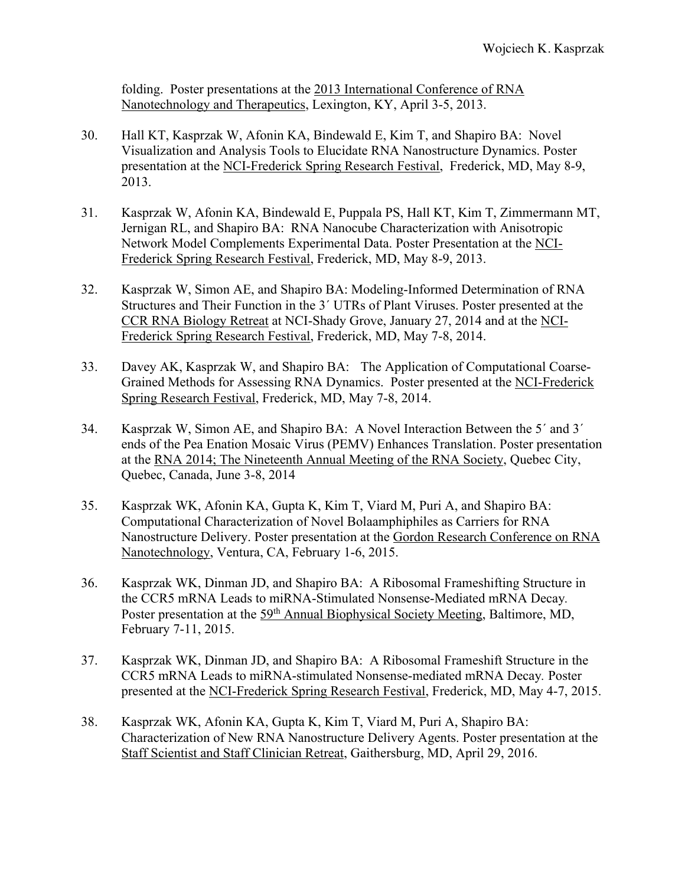folding. Poster presentations at the <u>2013 International Conference of RNA Nanotechnology and Therapeutics</u>, Lexington, KY, April 3-5, 2013.

30. Hall KT, Kasprzak W, Afonin KA, Bindewald E, Kim T, and Shapiro BA: Novel Visualization and Analysis Tools to Elucidate RNA Nanostructure Dynamics. Poster presentation at the <u>NCI-Frederick Spring Research Festival</u>, Frederick, MD, May 8-9, 2013.

31. Kasprzak W, Afonin KA, Bindewald E, Puppala PS, Hall KT, Kim T, Zimmermann MT, Jernigan RL, and Shapiro BA: RNA Nanocube Characterization with Anisotropic Network Model Complements Experimental Data. Poster Presentation at the <u>NCI-Frederick Spring Research Festival</u>, Frederick, MD, May 8-9, 2013.

32. Kasprzak W, Simon AE, and Shapiro BA: Modeling-Informed Determination of RNA Structures and Their Function in the 3´ UTRs of Plant Viruses. Poster presented at the <u>CCR RNA Biology Retreat</u> at NCI-Shady Grove, January 27, 2014 and at the <u>NCI-Frederick Spring Research Festival</u>, Frederick, MD, May 7-8, 2014.

33. Davey AK, Kasprzak W, and Shapiro BA: The Application of Computational Coarse-Grained Methods for Assessing RNA Dynamics. Poster presented at the <u>NCI-Frederick Spring Research Festival</u>, Frederick, MD, May 7-8, 2014.

34. Kasprzak W, Simon AE, and Shapiro BA: A Novel Interaction Between the 5´ and 3´ ends of the Pea Enation Mosaic Virus (PEMV) Enhances Translation. Poster presentation at the <u>RNA 2014; The Nineteenth Annual Meeting of the RNA Society</u>, Quebec City, Quebec, Canada, June 3-8, 2014

35. Kasprzak WK, Afonin KA, Gupta K, Kim T, Viard M, Puri A, and Shapiro BA: Computational Characterization of Novel Bolaamphiphiles as Carriers for RNA Nanostructure Delivery. Poster presentation at the <u>Gordon Research Conference on RNA Nanotechnology</u>, Ventura, CA, February 1-6, 2015.

36. Kasprzak WK, Dinman JD, and Shapiro BA: A Ribosomal Frameshifting Structure in the CCR5 mRNA Leads to miRNA-Stimulated Nonsense-Mediated mRNA Decay. Poster presentation at the <u>59th Annual Biophysical Society Meeting</u>, Baltimore, MD, February 7-11, 2015.

37. Kasprzak WK, Dinman JD, and Shapiro BA: A Ribosomal Frameshift Structure in the CCR5 mRNA Leads to miRNA-stimulated Nonsense-mediated mRNA Decay. Poster presented at the <u>NCI-Frederick Spring Research Festival</u>, Frederick, MD, May 4-7, 2015.

38. Kasprzak WK, Afonin KA, Gupta K, Kim T, Viard M, Puri A, Shapiro BA: Characterization of New RNA Nanostructure Delivery Agents. Poster presentation at the <u>Staff Scientist and Staff Clinician Retreat</u>, Gaithersburg, MD, April 29, 2016.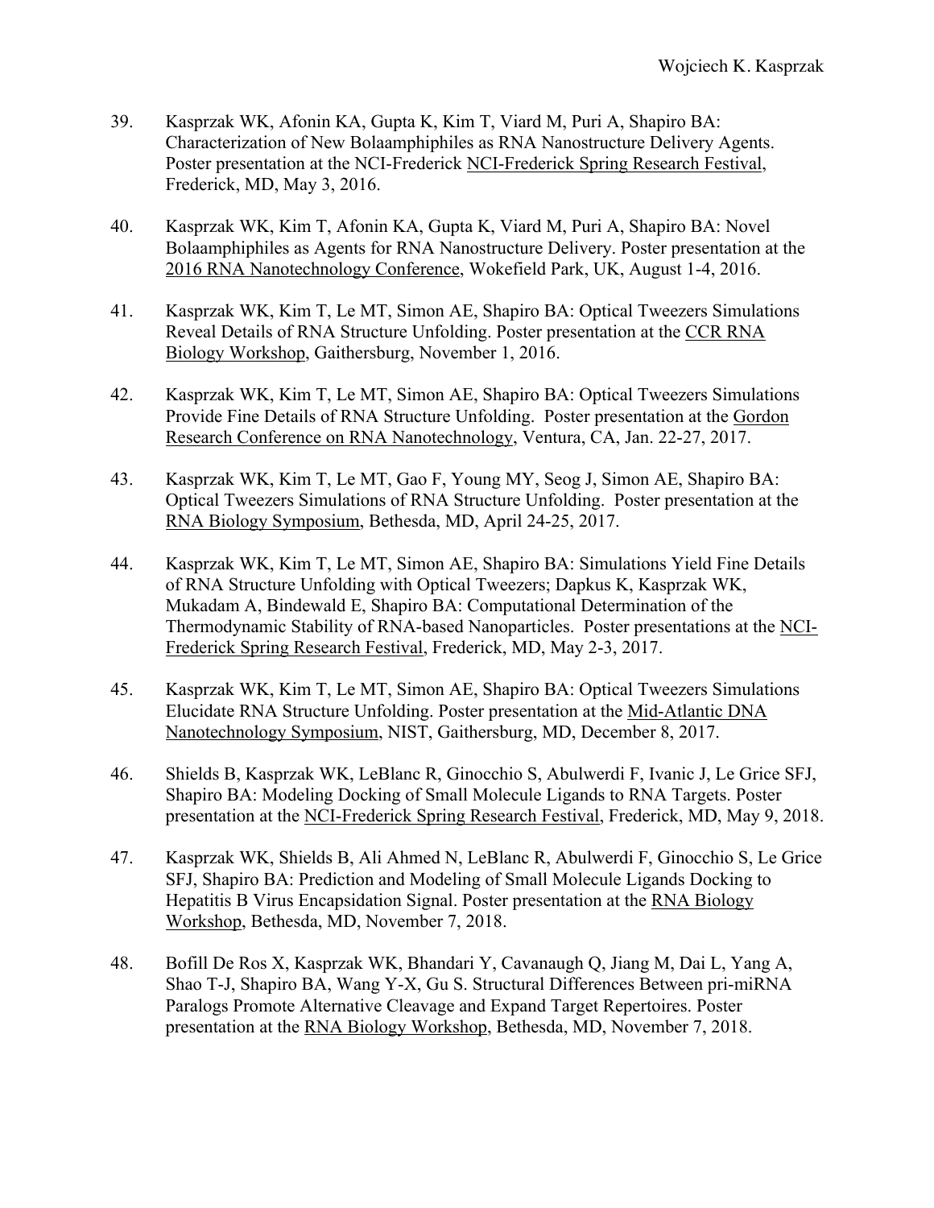39. Kasprzak WK, Afonin KA, Gupta K, Kim T, Viard M, Puri A, Shapiro BA: Characterization of New Bolaamphiphiles as RNA Nanostructure Delivery Agents. Poster presentation at the NCI-Frederick NCI-Frederick Spring Research Festival, Frederick, MD, May 3, 2016.

40. Kasprzak WK, Kim T, Afonin KA, Gupta K, Viard M, Puri A, Shapiro BA: Novel Bolaamphiphiles as Agents for RNA Nanostructure Delivery. Poster presentation at the 2016 RNA Nanotechnology Conference, Wokefield Park, UK, August 1-4, 2016.

41. Kasprzak WK, Kim T, Le MT, Simon AE, Shapiro BA: Optical Tweezers Simulations Reveal Details of RNA Structure Unfolding. Poster presentation at the CCR RNA Biology Workshop, Gaithersburg, November 1, 2016.

42. Kasprzak WK, Kim T, Le MT, Simon AE, Shapiro BA: Optical Tweezers Simulations Provide Fine Details of RNA Structure Unfolding. Poster presentation at the Gordon Research Conference on RNA Nanotechnology, Ventura, CA, Jan. 22-27, 2017.

43. Kasprzak WK, Kim T, Le MT, Gao F, Young MY, Seog J, Simon AE, Shapiro BA: Optical Tweezers Simulations of RNA Structure Unfolding. Poster presentation at the RNA Biology Symposium, Bethesda, MD, April 24-25, 2017.

44. Kasprzak WK, Kim T, Le MT, Simon AE, Shapiro BA: Simulations Yield Fine Details of RNA Structure Unfolding with Optical Tweezers; Dapkus K, Kasprzak WK, Mukadam A, Bindewald E, Shapiro BA: Computational Determination of the Thermodynamic Stability of RNA-based Nanoparticles. Poster presentations at the NCI-Frederick Spring Research Festival, Frederick, MD, May 2-3, 2017.

45. Kasprzak WK, Kim T, Le MT, Simon AE, Shapiro BA: Optical Tweezers Simulations Elucidate RNA Structure Unfolding. Poster presentation at the Mid-Atlantic DNA Nanotechnology Symposium, NIST, Gaithersburg, MD, December 8, 2017.

46. Shields B, Kasprzak WK, LeBlanc R, Ginocchio S, Abulwerdi F, Ivanic J, Le Grice SFJ, Shapiro BA: Modeling Docking of Small Molecule Ligands to RNA Targets. Poster presentation at the NCI-Frederick Spring Research Festival, Frederick, MD, May 9, 2018.

47. Kasprzak WK, Shields B, Ali Ahmed N, LeBlanc R, Abulwerdi F, Ginocchio S, Le Grice SFJ, Shapiro BA: Prediction and Modeling of Small Molecule Ligands Docking to Hepatitis B Virus Encapsidation Signal. Poster presentation at the RNA Biology Workshop, Bethesda, MD, November 7, 2018.

48. Bofill De Ros X, Kasprzak WK, Bhandari Y, Cavanaugh Q, Jiang M, Dai L, Yang A, Shao T-J, Shapiro BA, Wang Y-X, Gu S. Structural Differences Between pri-miRNA Paralogs Promote Alternative Cleavage and Expand Target Repertoires. Poster presentation at the RNA Biology Workshop, Bethesda, MD, November 7, 2018.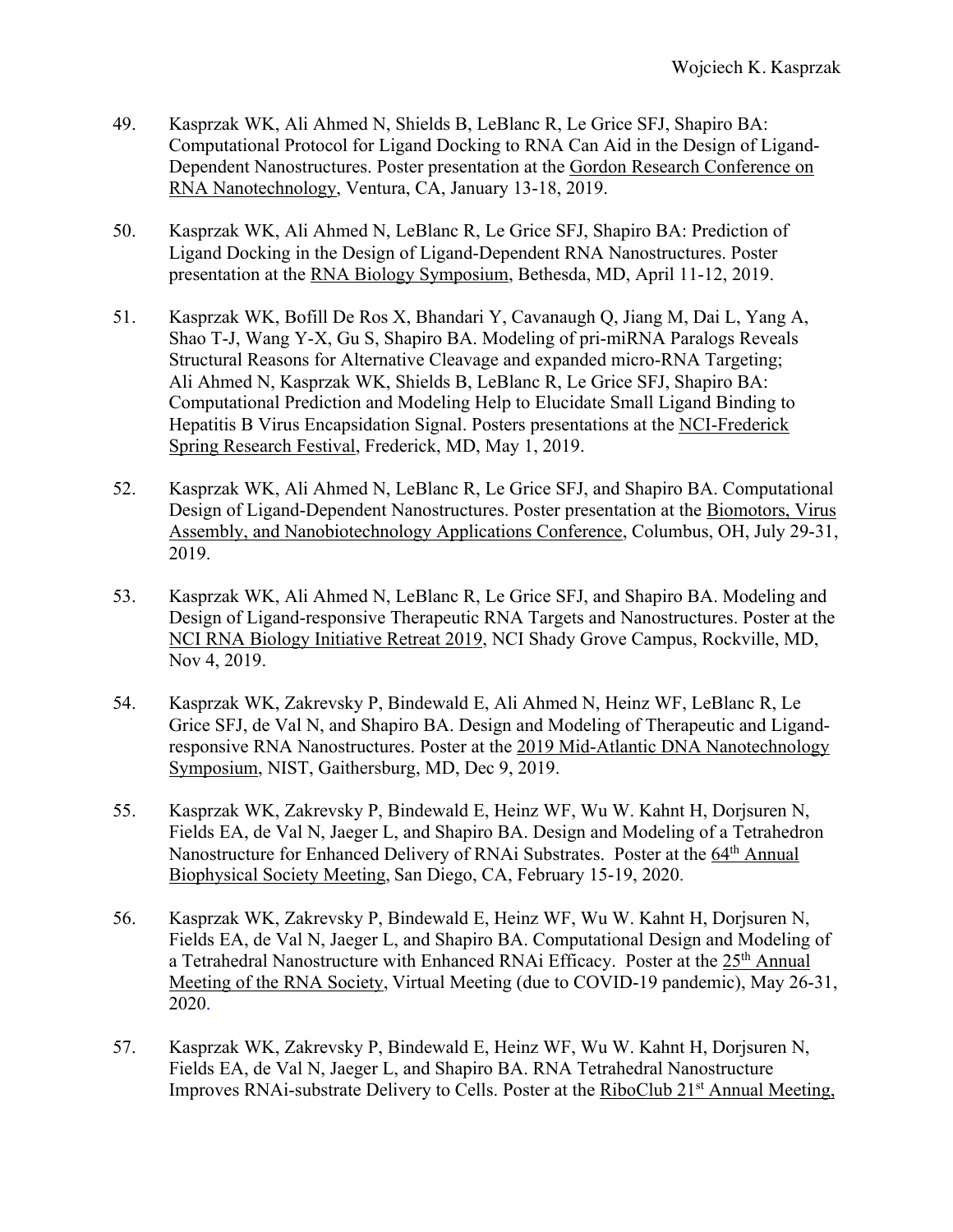49. Kasprzak WK, Ali Ahmed N, Shields B, LeBlanc R, Le Grice SFJ, Shapiro BA: Computational Protocol for Ligand Docking to RNA Can Aid in the Design of Ligand-Dependent Nanostructures. Poster presentation at the Gordon Research Conference on RNA Nanotechnology, Ventura, CA, January 13-18, 2019.

50. Kasprzak WK, Ali Ahmed N, LeBlanc R, Le Grice SFJ, Shapiro BA: Prediction of Ligand Docking in the Design of Ligand-Dependent RNA Nanostructures. Poster presentation at the RNA Biology Symposium, Bethesda, MD, April 11-12, 2019.

51. Kasprzak WK, Bofill De Ros X, Bhandari Y, Cavanaugh Q, Jiang M, Dai L, Yang A, Shao T-J, Wang Y-X, Gu S, Shapiro BA. Modeling of pri-miRNA Paralogs Reveals Structural Reasons for Alternative Cleavage and expanded micro-RNA Targeting; Ali Ahmed N, Kasprzak WK, Shields B, LeBlanc R, Le Grice SFJ, Shapiro BA: Computational Prediction and Modeling Help to Elucidate Small Ligand Binding to Hepatitis B Virus Encapsidation Signal. Posters presentations at the NCI-Frederick Spring Research Festival, Frederick, MD, May 1, 2019.

52. Kasprzak WK, Ali Ahmed N, LeBlanc R, Le Grice SFJ, and Shapiro BA. Computational Design of Ligand-Dependent Nanostructures. Poster presentation at the Biomotors, Virus Assembly, and Nanobiotechnology Applications Conference, Columbus, OH, July 29-31, 2019.

53. Kasprzak WK, Ali Ahmed N, LeBlanc R, Le Grice SFJ, and Shapiro BA. Modeling and Design of Ligand-responsive Therapeutic RNA Targets and Nanostructures. Poster at the NCI RNA Biology Initiative Retreat 2019, NCI Shady Grove Campus, Rockville, MD, Nov 4, 2019.

54. Kasprzak WK, Zakrevsky P, Bindewald E, Ali Ahmed N, Heinz WF, LeBlanc R, Le Grice SFJ, de Val N, and Shapiro BA. Design and Modeling of Therapeutic and Ligand-responsive RNA Nanostructures. Poster at the 2019 Mid-Atlantic DNA Nanotechnology Symposium, NIST, Gaithersburg, MD, Dec 9, 2019.

55. Kasprzak WK, Zakrevsky P, Bindewald E, Heinz WF, Wu W. Kahnt H, Dorjsuren N, Fields EA, de Val N, Jaeger L, and Shapiro BA. Design and Modeling of a Tetrahedron Nanostructure for Enhanced Delivery of RNAi Substrates. Poster at the 64th Annual Biophysical Society Meeting, San Diego, CA, February 15-19, 2020.

56. Kasprzak WK, Zakrevsky P, Bindewald E, Heinz WF, Wu W. Kahnt H, Dorjsuren N, Fields EA, de Val N, Jaeger L, and Shapiro BA. Computational Design and Modeling of a Tetrahedral Nanostructure with Enhanced RNAi Efficacy. Poster at the 25th Annual Meeting of the RNA Society, Virtual Meeting (due to COVID-19 pandemic), May 26-31, 2020.

57. Kasprzak WK, Zakrevsky P, Bindewald E, Heinz WF, Wu W. Kahnt H, Dorjsuren N, Fields EA, de Val N, Jaeger L, and Shapiro BA. RNA Tetrahedral Nanostructure Improves RNAi-substrate Delivery to Cells. Poster at the RiboClub 21st Annual Meeting,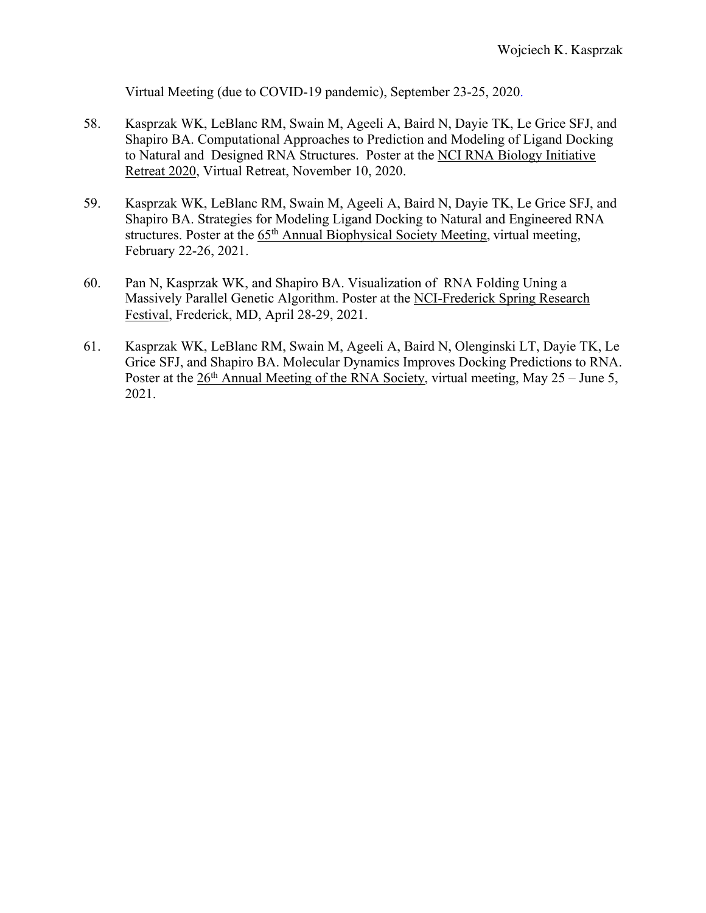Virtual Meeting (due to COVID-19 pandemic), September 23-25, 2020.

58. Kasprzak WK, LeBlanc RM, Swain M, Ageeli A, Baird N, Dayie TK, Le Grice SFJ, and Shapiro BA. Computational Approaches to Prediction and Modeling of Ligand Docking to Natural and Designed RNA Structures. Poster at the NCI RNA Biology Initiative Retreat 2020, Virtual Retreat, November 10, 2020.

59. Kasprzak WK, LeBlanc RM, Swain M, Ageeli A, Baird N, Dayie TK, Le Grice SFJ, and Shapiro BA. Strategies for Modeling Ligand Docking to Natural and Engineered RNA structures. Poster at the 65th Annual Biophysical Society Meeting, virtual meeting, February 22-26, 2021.

60. Pan N, Kasprzak WK, and Shapiro BA. Visualization of RNA Folding Uning a Massively Parallel Genetic Algorithm. Poster at the NCI-Frederick Spring Research Festival, Frederick, MD, April 28-29, 2021.

61. Kasprzak WK, LeBlanc RM, Swain M, Ageeli A, Baird N, Olenginski LT, Dayie TK, Le Grice SFJ, and Shapiro BA. Molecular Dynamics Improves Docking Predictions to RNA. Poster at the 26th Annual Meeting of the RNA Society, virtual meeting, May 25 – June 5, 2021.